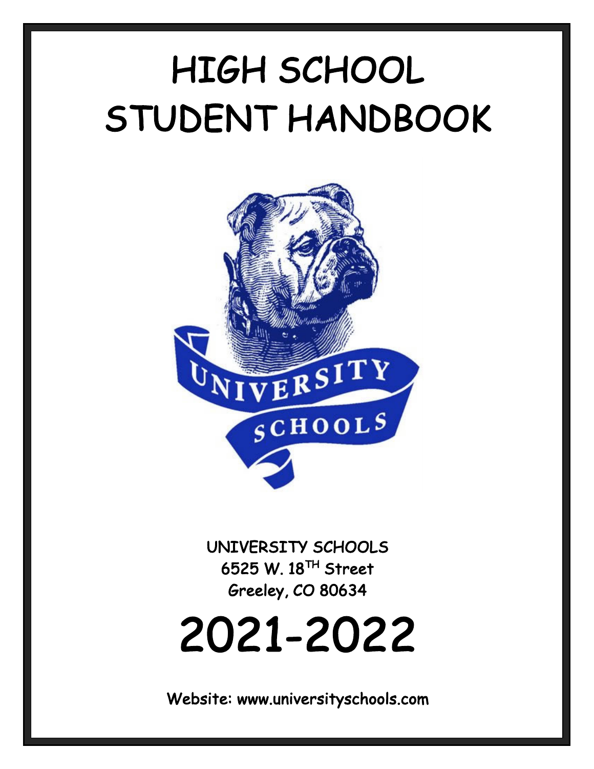# HIGH SCHOOL STUDENT HANDBOOK

UNIVERSITY SCHOOLS
6525 W. 18TH Street
Greeley, CO 80634

# 2021-2022

Website: www.universityschools.com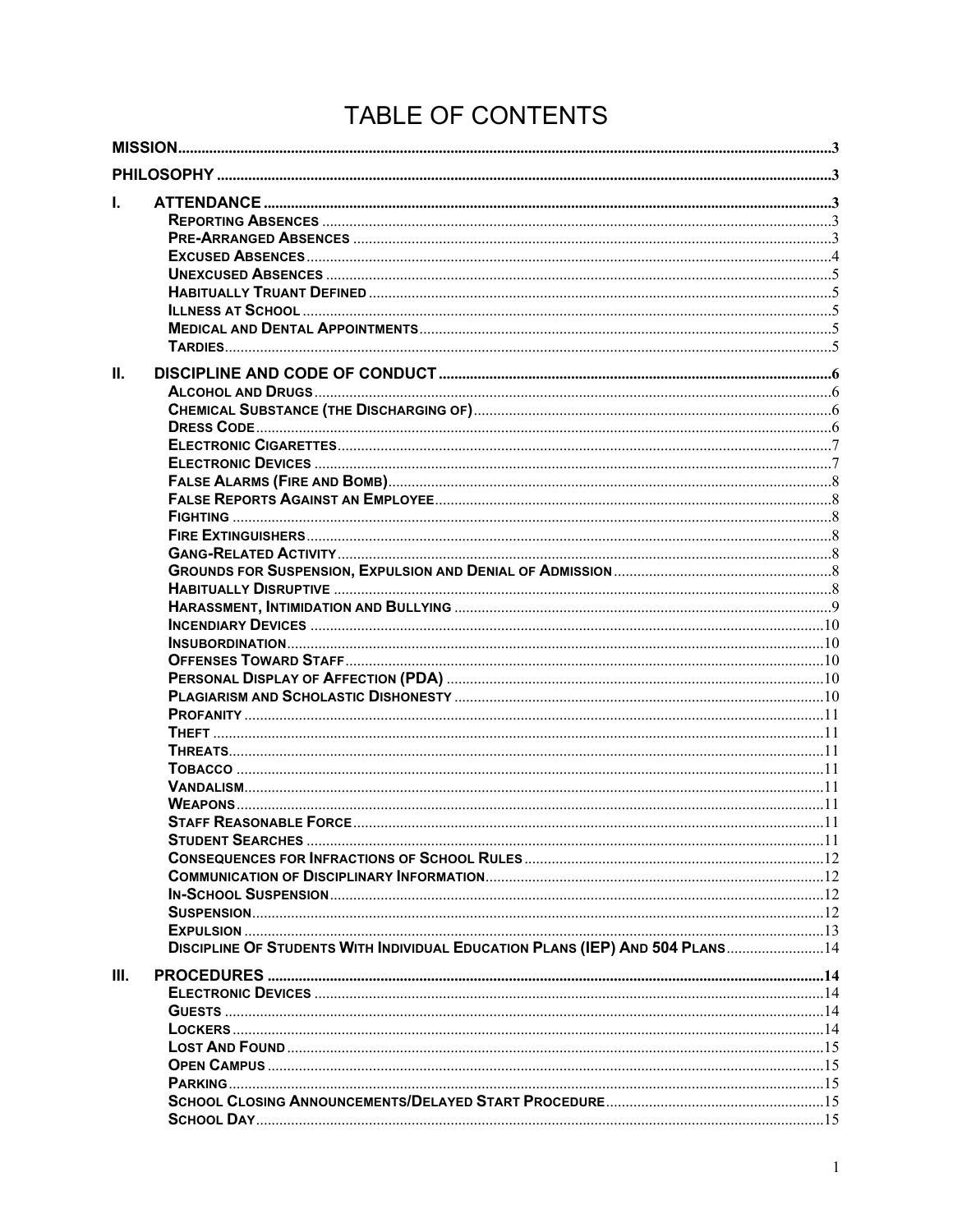# TABLE OF CONTENTS

**MISSION** ..... 3

**PHILOSOPHY** ..... 3

**I. ATTENDANCE** ..... 3

- Reporting Absences ..... 3
- Pre-Arranged Absences ..... 3
- Excused Absences ..... 4
- Unexcused Absences ..... 5
- Habitually Truant Defined ..... 5
- Illness at School ..... 5
- Medical and Dental Appointments ..... 5
- Tardies ..... 5

**II. DISCIPLINE AND CODE OF CONDUCT** ..... 6

- Alcohol and Drugs ..... 6
- Chemical Substance (the Discharging of) ..... 6
- Dress Code ..... 6
- Electronic Cigarettes ..... 7
- Electronic Devices ..... 7
- False Alarms (Fire and Bomb) ..... 8
- False Reports Against an Employee ..... 8
- Fighting ..... 8
- Fire Extinguishers ..... 8
- Gang-Related Activity ..... 8
- Grounds for Suspension, Expulsion and Denial of Admission ..... 8
- Habitually Disruptive ..... 8
- Harassment, Intimidation and Bullying ..... 9
- Incendiary Devices ..... 10
- Insubordination ..... 10
- Offenses Toward Staff ..... 10
- Personal Display of Affection (PDA) ..... 10
- Plagiarism and Scholastic Dishonesty ..... 10
- Profanity ..... 11
- Theft ..... 11
- Threats ..... 11
- Tobacco ..... 11
- Vandalism ..... 11
- Weapons ..... 11
- Staff Reasonable Force ..... 11
- Student Searches ..... 11
- Consequences for Infractions of School Rules ..... 12
- Communication of Disciplinary Information ..... 12
- In-School Suspension ..... 12
- Suspension ..... 12
- Expulsion ..... 13
- Discipline Of Students With Individual Education Plans (IEP) And 504 Plans ..... 14

**III. PROCEDURES** ..... 14

- Electronic Devices ..... 14
- Guests ..... 14
- Lockers ..... 14
- Lost And Found ..... 15
- Open Campus ..... 15
- Parking ..... 15
- School Closing Announcements/Delayed Start Procedure ..... 15
- School Day ..... 15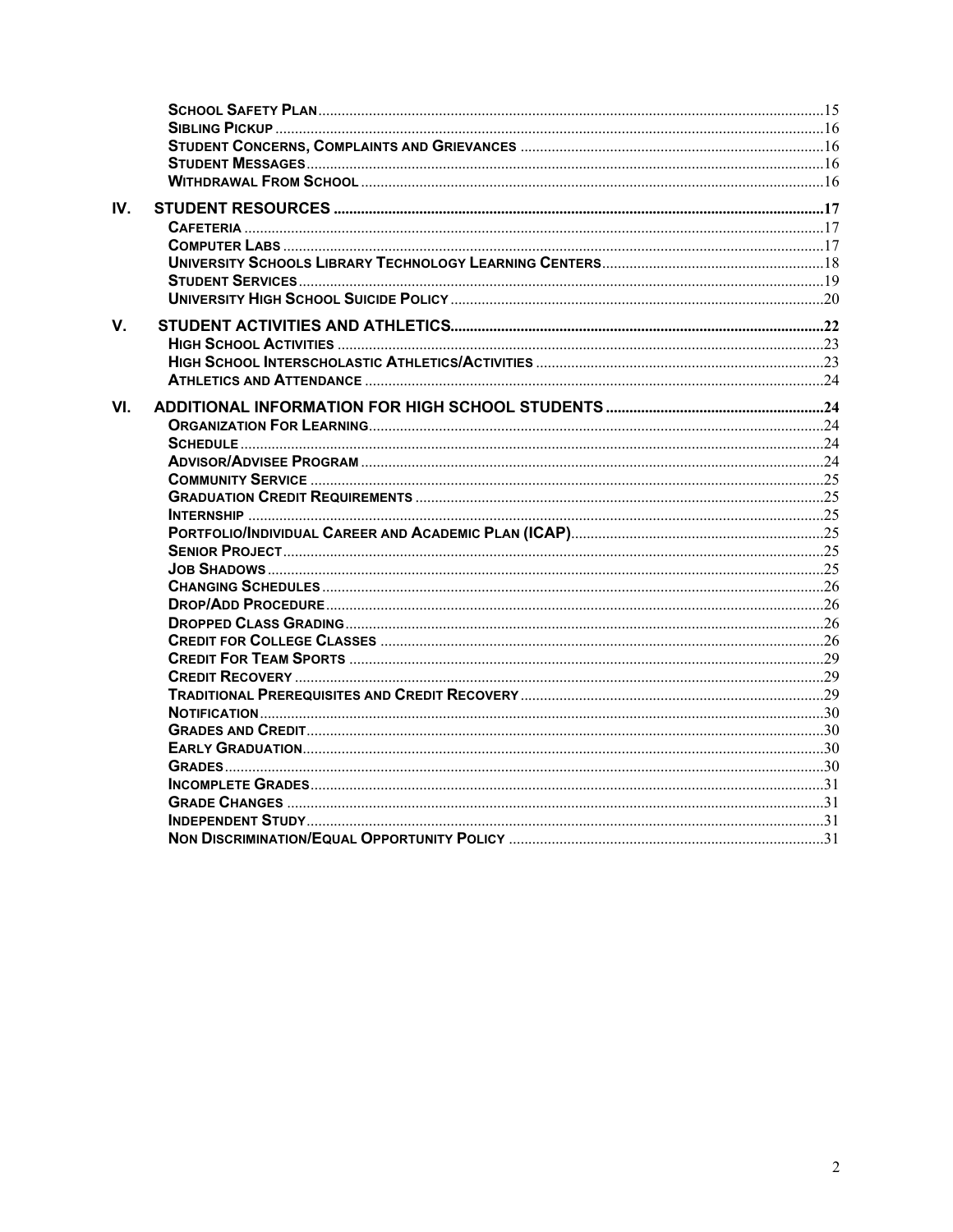- School Safety Plan ........ 15
- Sibling Pickup ........ 16
- Student Concerns, Complaints and Grievances ........ 16
- Student Messages ........ 16
- Withdrawal From School ........ 16

**IV. STUDENT RESOURCES ........ 17**

- Cafeteria ........ 17
- Computer Labs ........ 17
- University Schools Library Technology Learning Centers ........ 18
- Student Services ........ 19
- University High School Suicide Policy ........ 20

**V. STUDENT ACTIVITIES AND ATHLETICS ........ 22**

- High School Activities ........ 23
- High School Interscholastic Athletics/Activities ........ 23
- Athletics and Attendance ........ 24

**VI. ADDITIONAL INFORMATION FOR HIGH SCHOOL STUDENTS ........ 24**

- Organization For Learning ........ 24
- Schedule ........ 24
- Advisor/Advisee Program ........ 24
- Community Service ........ 25
- Graduation Credit Requirements ........ 25
- Internship ........ 25
- Portfolio/Individual Career and Academic Plan (ICAP) ........ 25
- Senior Project ........ 25
- Job Shadows ........ 25
- Changing Schedules ........ 26
- Drop/Add Procedure ........ 26
- Dropped Class Grading ........ 26
- Credit for College Classes ........ 26
- Credit For Team Sports ........ 29
- Credit Recovery ........ 29
- Traditional Prerequisites and Credit Recovery ........ 29
- Notification ........ 30
- Grades and Credit ........ 30
- Early Graduation ........ 30
- Grades ........ 30
- Incomplete Grades ........ 31
- Grade Changes ........ 31
- Independent Study ........ 31
- Non Discrimination/Equal Opportunity Policy ........ 31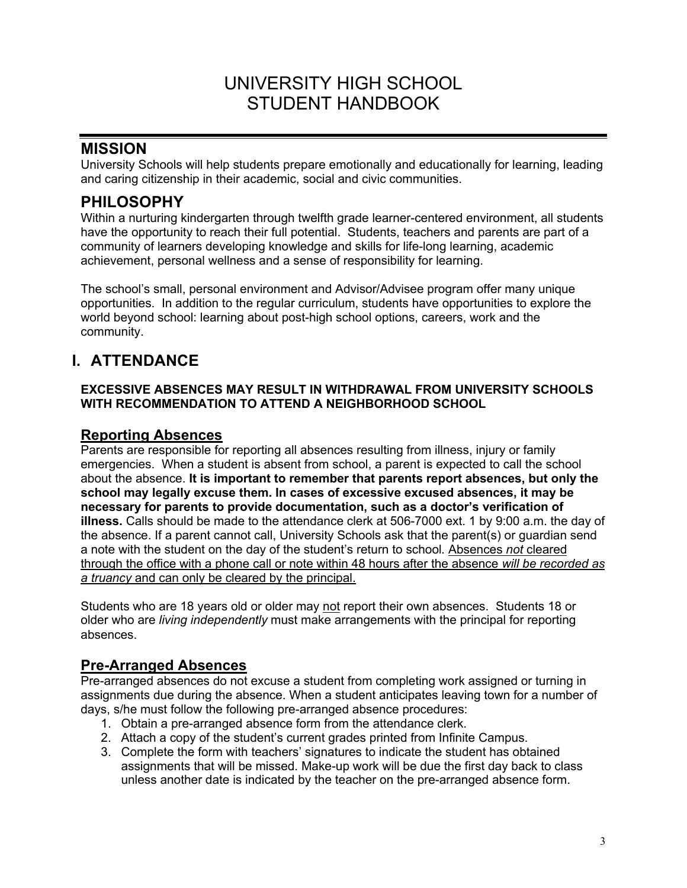# UNIVERSITY HIGH SCHOOL
# STUDENT HANDBOOK

## MISSION

University Schools will help students prepare emotionally and educationally for learning, leading and caring citizenship in their academic, social and civic communities.

## PHILOSOPHY

Within a nurturing kindergarten through twelfth grade learner-centered environment, all students have the opportunity to reach their full potential. Students, teachers and parents are part of a community of learners developing knowledge and skills for life-long learning, academic achievement, personal wellness and a sense of responsibility for learning.

The school's small, personal environment and Advisor/Advisee program offer many unique opportunities. In addition to the regular curriculum, students have opportunities to explore the world beyond school: learning about post-high school options, careers, work and the community.

## I. ATTENDANCE

**EXCESSIVE ABSENCES MAY RESULT IN WITHDRAWAL FROM UNIVERSITY SCHOOLS WITH RECOMMENDATION TO ATTEND A NEIGHBORHOOD SCHOOL**

### Reporting Absences

Parents are responsible for reporting all absences resulting from illness, injury or family emergencies. When a student is absent from school, a parent is expected to call the school about the absence. **It is important to remember that parents report absences, but only the school may legally excuse them. In cases of excessive excused absences, it may be necessary for parents to provide documentation, such as a doctor's verification of illness.** Calls should be made to the attendance clerk at 506-7000 ext. 1 by 9:00 a.m. the day of the absence. If a parent cannot call, University Schools ask that the parent(s) or guardian send a note with the student on the day of the student's return to school. Absences *not* cleared through the office with a phone call or note within 48 hours after the absence *will be recorded as a truancy* and can only be cleared by the principal.

Students who are 18 years old or older may not report their own absences. Students 18 or older who are *living independently* must make arrangements with the principal for reporting absences.

### Pre-Arranged Absences

Pre-arranged absences do not excuse a student from completing work assigned or turning in assignments due during the absence. When a student anticipates leaving town for a number of days, s/he must follow the following pre-arranged absence procedures:

1. Obtain a pre-arranged absence form from the attendance clerk.
2. Attach a copy of the student's current grades printed from Infinite Campus.
3. Complete the form with teachers' signatures to indicate the student has obtained assignments that will be missed. Make-up work will be due the first day back to class unless another date is indicated by the teacher on the pre-arranged absence form.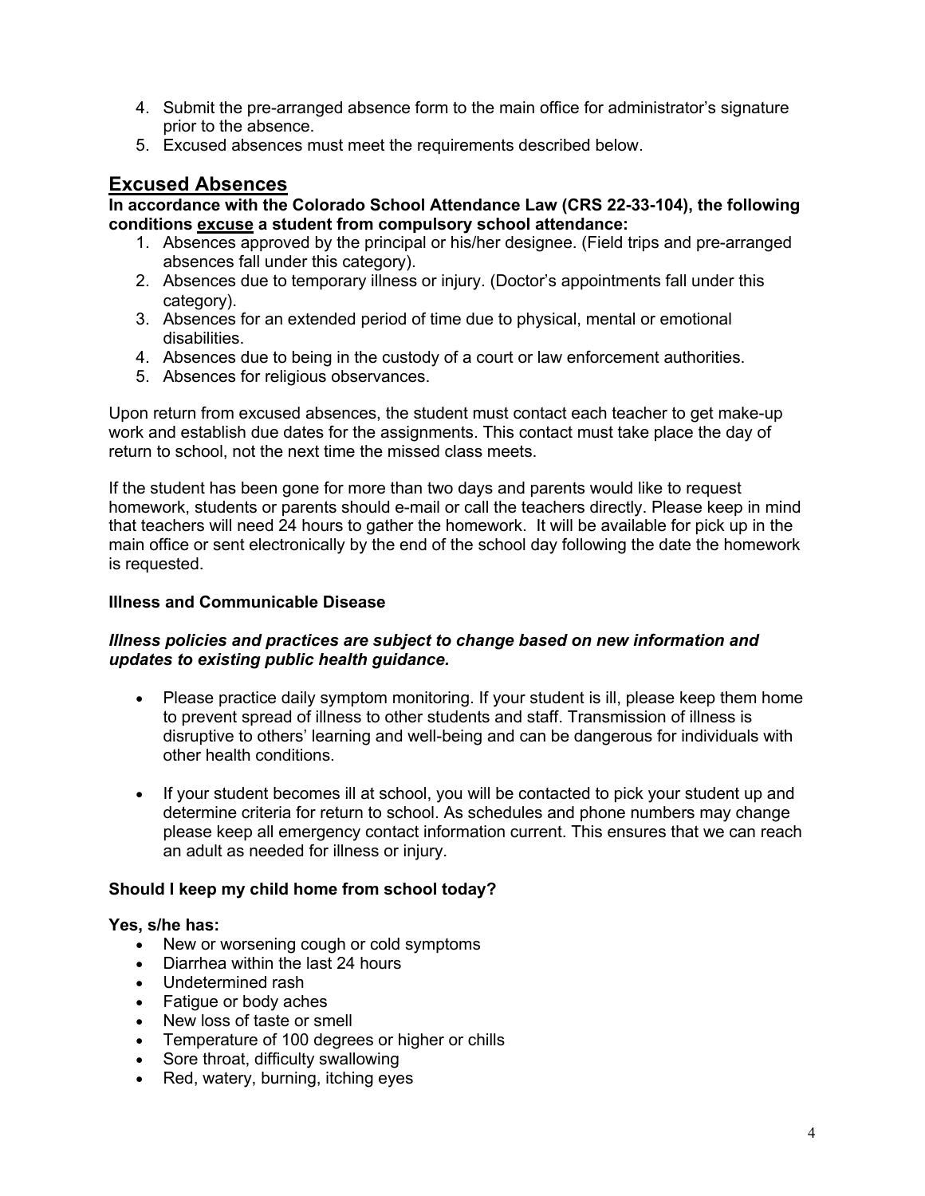4. Submit the pre-arranged absence form to the main office for administrator's signature prior to the absence.
5. Excused absences must meet the requirements described below.

## Excused Absences

**In accordance with the Colorado School Attendance Law (CRS 22-33-104), the following conditions excuse a student from compulsory school attendance:**

1. Absences approved by the principal or his/her designee. (Field trips and pre-arranged absences fall under this category).
2. Absences due to temporary illness or injury. (Doctor's appointments fall under this category).
3. Absences for an extended period of time due to physical, mental or emotional disabilities.
4. Absences due to being in the custody of a court or law enforcement authorities.
5. Absences for religious observances.

Upon return from excused absences, the student must contact each teacher to get make-up work and establish due dates for the assignments. This contact must take place the day of return to school, not the next time the missed class meets.

If the student has been gone for more than two days and parents would like to request homework, students or parents should e-mail or call the teachers directly. Please keep in mind that teachers will need 24 hours to gather the homework. It will be available for pick up in the main office or sent electronically by the end of the school day following the date the homework is requested.

### Illness and Communicable Disease

***Illness policies and practices are subject to change based on new information and updates to existing public health guidance.***

- Please practice daily symptom monitoring. If your student is ill, please keep them home to prevent spread of illness to other students and staff. Transmission of illness is disruptive to others' learning and well-being and can be dangerous for individuals with other health conditions.

- If your student becomes ill at school, you will be contacted to pick your student up and determine criteria for return to school. As schedules and phone numbers may change please keep all emergency contact information current. This ensures that we can reach an adult as needed for illness or injury.

### Should I keep my child home from school today?

**Yes, s/he has:**

- New or worsening cough or cold symptoms
- Diarrhea within the last 24 hours
- Undetermined rash
- Fatigue or body aches
- New loss of taste or smell
- Temperature of 100 degrees or higher or chills
- Sore throat, difficulty swallowing
- Red, watery, burning, itching eyes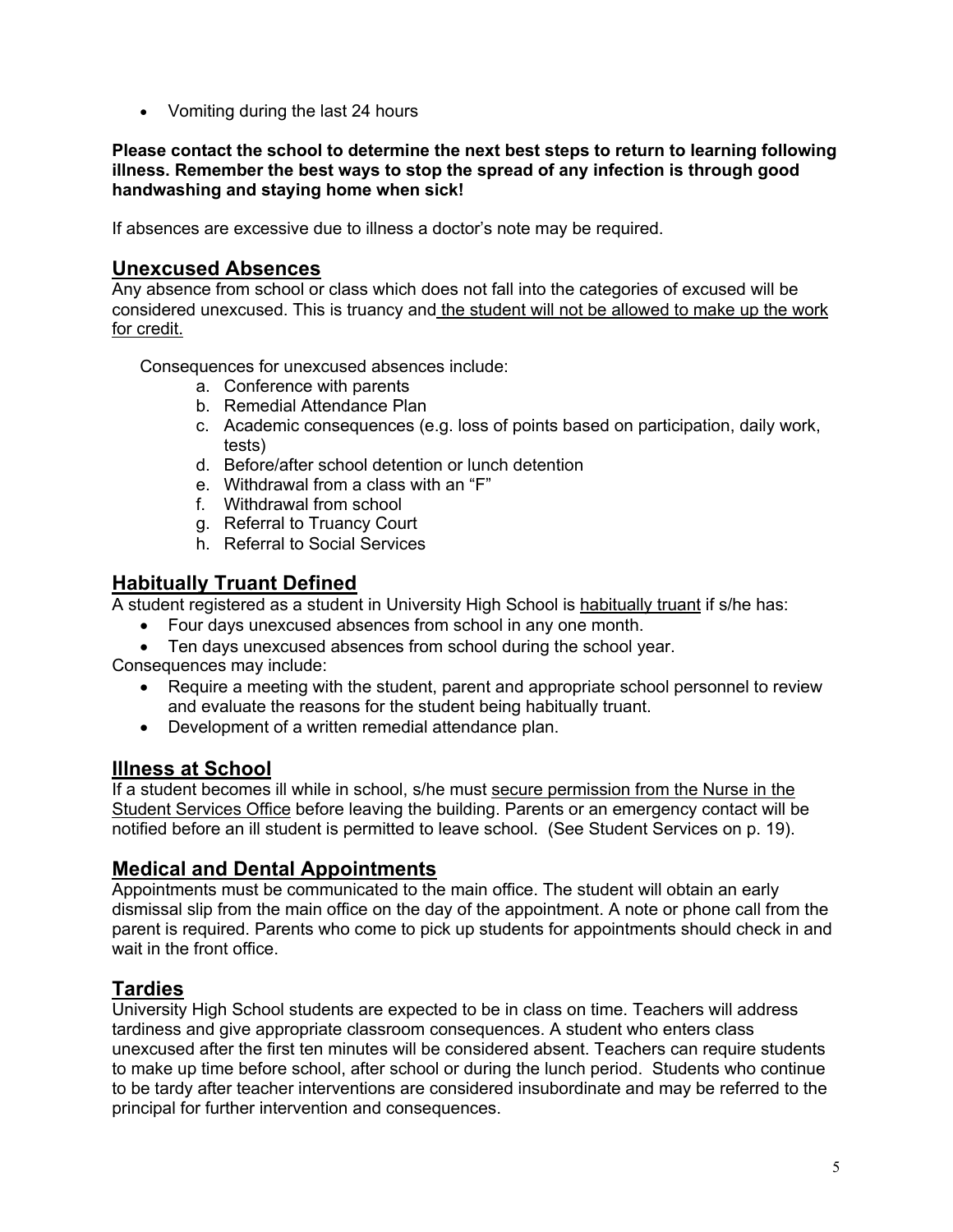- Vomiting during the last 24 hours

**Please contact the school to determine the next best steps to return to learning following illness. Remember the best ways to stop the spread of any infection is through good handwashing and staying home when sick!**

If absences are excessive due to illness a doctor's note may be required.

## Unexcused Absences

Any absence from school or class which does not fall into the categories of excused will be considered unexcused. This is truancy and the student will not be allowed to make up the work for credit.

Consequences for unexcused absences include:

a. Conference with parents
b. Remedial Attendance Plan
c. Academic consequences (e.g. loss of points based on participation, daily work, tests)
d. Before/after school detention or lunch detention
e. Withdrawal from a class with an "F"
f. Withdrawal from school
g. Referral to Truancy Court
h. Referral to Social Services

## Habitually Truant Defined

A student registered as a student in University High School is habitually truant if s/he has:

- Four days unexcused absences from school in any one month.
- Ten days unexcused absences from school during the school year.

Consequences may include:

- Require a meeting with the student, parent and appropriate school personnel to review and evaluate the reasons for the student being habitually truant.
- Development of a written remedial attendance plan.

## Illness at School

If a student becomes ill while in school, s/he must secure permission from the Nurse in the Student Services Office before leaving the building. Parents or an emergency contact will be notified before an ill student is permitted to leave school. (See Student Services on p. 19).

## Medical and Dental Appointments

Appointments must be communicated to the main office. The student will obtain an early dismissal slip from the main office on the day of the appointment. A note or phone call from the parent is required. Parents who come to pick up students for appointments should check in and wait in the front office.

## Tardies

University High School students are expected to be in class on time. Teachers will address tardiness and give appropriate classroom consequences. A student who enters class unexcused after the first ten minutes will be considered absent. Teachers can require students to make up time before school, after school or during the lunch period. Students who continue to be tardy after teacher interventions are considered insubordinate and may be referred to the principal for further intervention and consequences.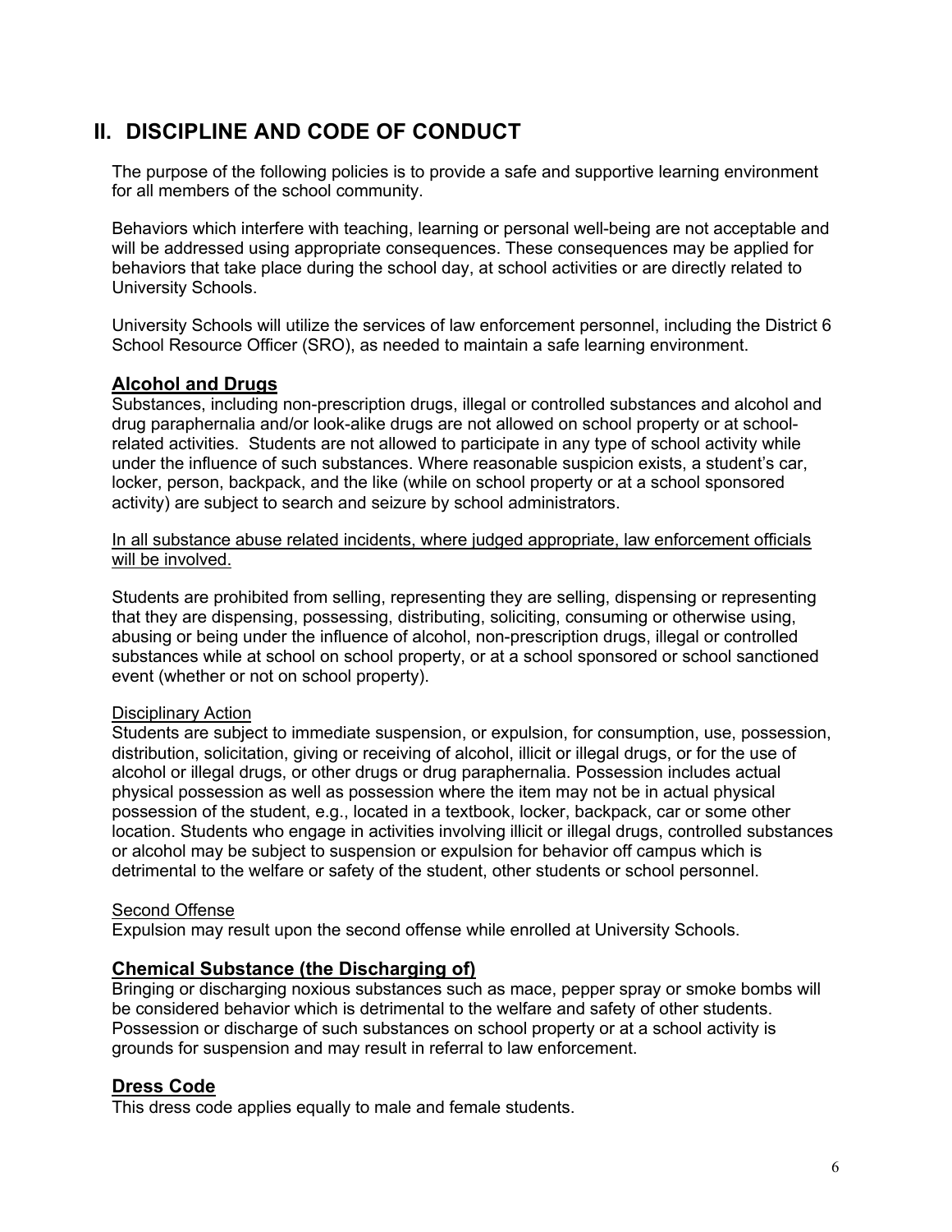# II. DISCIPLINE AND CODE OF CONDUCT

The purpose of the following policies is to provide a safe and supportive learning environment for all members of the school community.

Behaviors which interfere with teaching, learning or personal well-being are not acceptable and will be addressed using appropriate consequences. These consequences may be applied for behaviors that take place during the school day, at school activities or are directly related to University Schools.

University Schools will utilize the services of law enforcement personnel, including the District 6 School Resource Officer (SRO), as needed to maintain a safe learning environment.

## Alcohol and Drugs

Substances, including non-prescription drugs, illegal or controlled substances and alcohol and drug paraphernalia and/or look-alike drugs are not allowed on school property or at school-related activities. Students are not allowed to participate in any type of school activity while under the influence of such substances. Where reasonable suspicion exists, a student's car, locker, person, backpack, and the like (while on school property or at a school sponsored activity) are subject to search and seizure by school administrators.

In all substance abuse related incidents, where judged appropriate, law enforcement officials will be involved.

Students are prohibited from selling, representing they are selling, dispensing or representing that they are dispensing, possessing, distributing, soliciting, consuming or otherwise using, abusing or being under the influence of alcohol, non-prescription drugs, illegal or controlled substances while at school on school property, or at a school sponsored or school sanctioned event (whether or not on school property).

Disciplinary Action

Students are subject to immediate suspension, or expulsion, for consumption, use, possession, distribution, solicitation, giving or receiving of alcohol, illicit or illegal drugs, or for the use of alcohol or illegal drugs, or other drugs or drug paraphernalia. Possession includes actual physical possession as well as possession where the item may not be in actual physical possession of the student, e.g., located in a textbook, locker, backpack, car or some other location. Students who engage in activities involving illicit or illegal drugs, controlled substances or alcohol may be subject to suspension or expulsion for behavior off campus which is detrimental to the welfare or safety of the student, other students or school personnel.

Second Offense

Expulsion may result upon the second offense while enrolled at University Schools.

## Chemical Substance (the Discharging of)

Bringing or discharging noxious substances such as mace, pepper spray or smoke bombs will be considered behavior which is detrimental to the welfare and safety of other students. Possession or discharge of such substances on school property or at a school activity is grounds for suspension and may result in referral to law enforcement.

## Dress Code

This dress code applies equally to male and female students.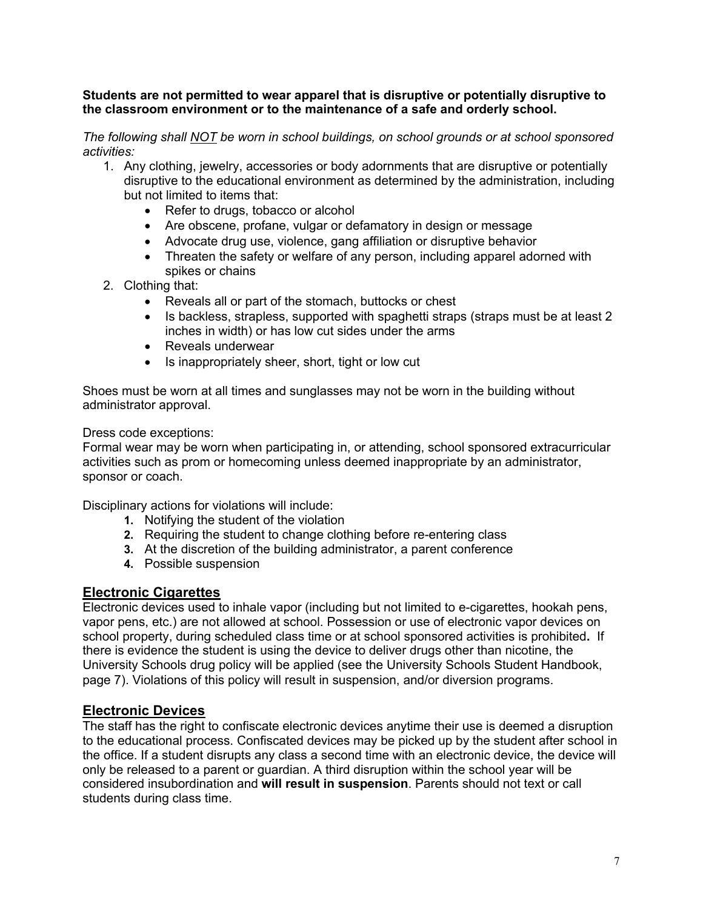**Students are not permitted to wear apparel that is disruptive or potentially disruptive to the classroom environment or to the maintenance of a safe and orderly school.**

*The following shall* ***NOT*** *be worn in school buildings, on school grounds or at school sponsored activities:*

1. Any clothing, jewelry, accessories or body adornments that are disruptive or potentially disruptive to the educational environment as determined by the administration, including but not limited to items that:
   - Refer to drugs, tobacco or alcohol
   - Are obscene, profane, vulgar or defamatory in design or message
   - Advocate drug use, violence, gang affiliation or disruptive behavior
   - Threaten the safety or welfare of any person, including apparel adorned with spikes or chains
2. Clothing that:
   - Reveals all or part of the stomach, buttocks or chest
   - Is backless, strapless, supported with spaghetti straps (straps must be at least 2 inches in width) or has low cut sides under the arms
   - Reveals underwear
   - Is inappropriately sheer, short, tight or low cut

Shoes must be worn at all times and sunglasses may not be worn in the building without administrator approval.

Dress code exceptions:
Formal wear may be worn when participating in, or attending, school sponsored extracurricular activities such as prom or homecoming unless deemed inappropriate by an administrator, sponsor or coach.

Disciplinary actions for violations will include:

1. Notifying the student of the violation
2. Requiring the student to change clothing before re-entering class
3. At the discretion of the building administrator, a parent conference
4. Possible suspension

## Electronic Cigarettes

Electronic devices used to inhale vapor (including but not limited to e-cigarettes, hookah pens, vapor pens, etc.) are not allowed at school. Possession or use of electronic vapor devices on school property, during scheduled class time or at school sponsored activities is prohibited**.** If there is evidence the student is using the device to deliver drugs other than nicotine, the University Schools drug policy will be applied (see the University Schools Student Handbook, page 7). Violations of this policy will result in suspension, and/or diversion programs.

## Electronic Devices

The staff has the right to confiscate electronic devices anytime their use is deemed a disruption to the educational process. Confiscated devices may be picked up by the student after school in the office. If a student disrupts any class a second time with an electronic device, the device will only be released to a parent or guardian. A third disruption within the school year will be considered insubordination and **will result in suspension**. Parents should not text or call students during class time.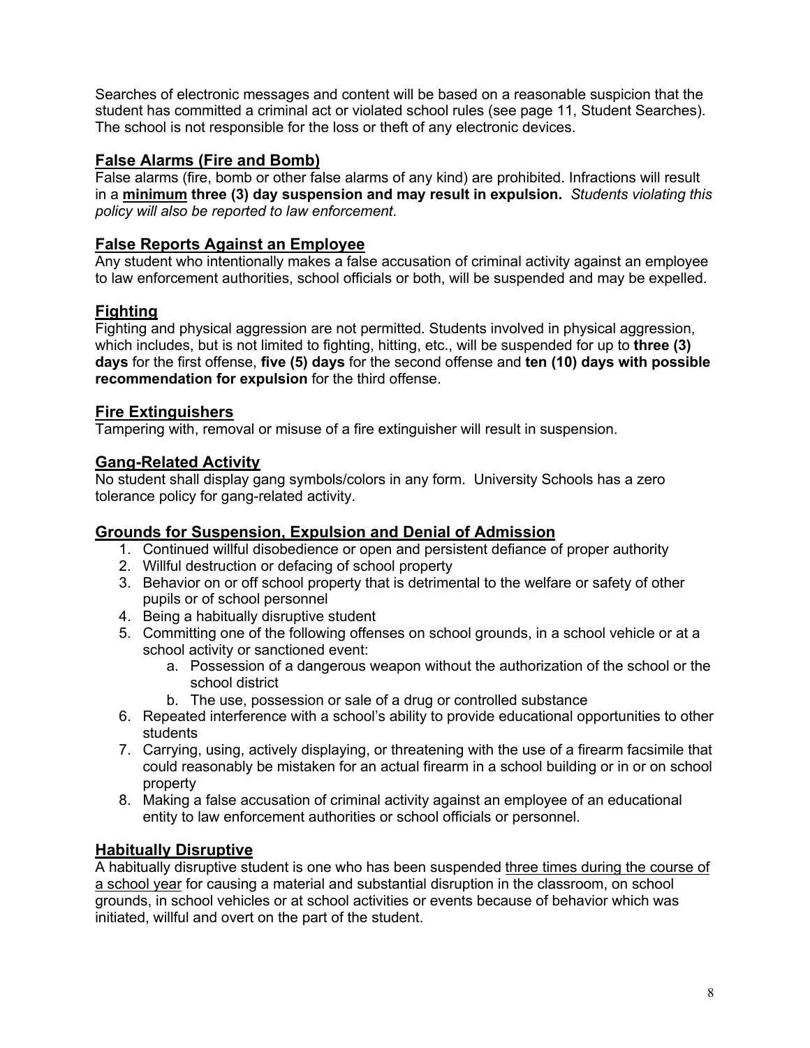Searches of electronic messages and content will be based on a reasonable suspicion that the student has committed a criminal act or violated school rules (see page 11, Student Searches). The school is not responsible for the loss or theft of any electronic devices.

## <u>False Alarms (Fire and Bomb)</u>

False alarms (fire, bomb or other false alarms of any kind) are prohibited. Infractions will result in a **<u>minimum</u> three (3) day suspension and may result in expulsion.** *Students violating this policy will also be reported to law enforcement*.

## <u>False Reports Against an Employee</u>

Any student who intentionally makes a false accusation of criminal activity against an employee to law enforcement authorities, school officials or both, will be suspended and may be expelled.

## <u>Fighting</u>

Fighting and physical aggression are not permitted. Students involved in physical aggression, which includes, but is not limited to fighting, hitting, etc., will be suspended for up to **three (3) days** for the first offense, **five (5) days** for the second offense and **ten (10) days with possible recommendation for expulsion** for the third offense.

## <u>Fire Extinguishers</u>

Tampering with, removal or misuse of a fire extinguisher will result in suspension.

## <u>Gang-Related Activity</u>

No student shall display gang symbols/colors in any form. University Schools has a zero tolerance policy for gang-related activity.

## <u>Grounds for Suspension, Expulsion and Denial of Admission</u>

1. Continued willful disobedience or open and persistent defiance of proper authority
2. Willful destruction or defacing of school property
3. Behavior on or off school property that is detrimental to the welfare or safety of other pupils or of school personnel
4. Being a habitually disruptive student
5. Committing one of the following offenses on school grounds, in a school vehicle or at a school activity or sanctioned event:
    a. Possession of a dangerous weapon without the authorization of the school or the school district
    b. The use, possession or sale of a drug or controlled substance
6. Repeated interference with a school's ability to provide educational opportunities to other students
7. Carrying, using, actively displaying, or threatening with the use of a firearm facsimile that could reasonably be mistaken for an actual firearm in a school building or in or on school property
8. Making a false accusation of criminal activity against an employee of an educational entity to law enforcement authorities or school officials or personnel.

## <u>Habitually Disruptive</u>

A habitually disruptive student is one who has been suspended <u>three times during the course of a school year</u> for causing a material and substantial disruption in the classroom, on school grounds, in school vehicles or at school activities or events because of behavior which was initiated, willful and overt on the part of the student.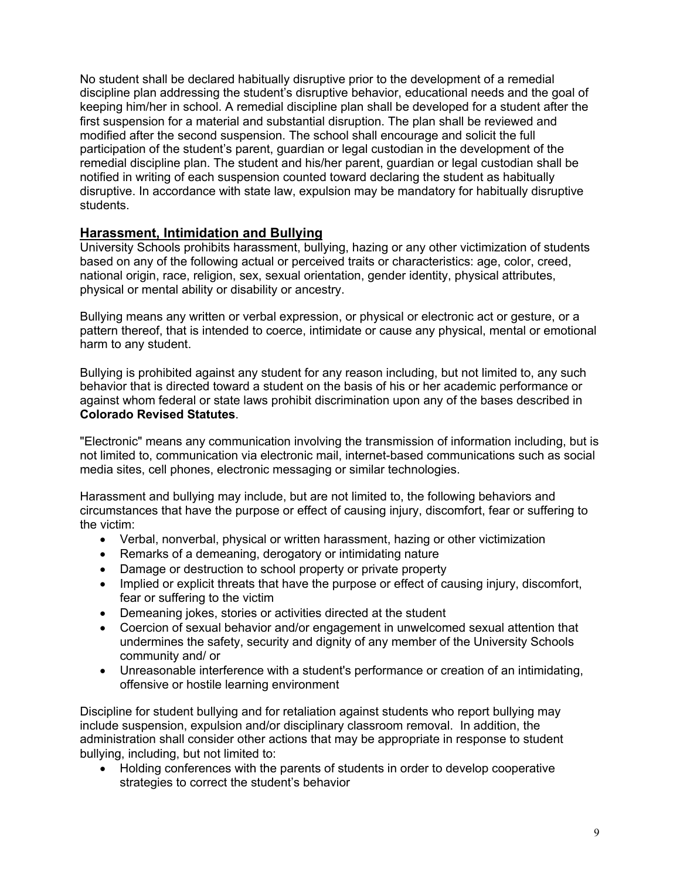No student shall be declared habitually disruptive prior to the development of a remedial discipline plan addressing the student's disruptive behavior, educational needs and the goal of keeping him/her in school. A remedial discipline plan shall be developed for a student after the first suspension for a material and substantial disruption. The plan shall be reviewed and modified after the second suspension. The school shall encourage and solicit the full participation of the student's parent, guardian or legal custodian in the development of the remedial discipline plan. The student and his/her parent, guardian or legal custodian shall be notified in writing of each suspension counted toward declaring the student as habitually disruptive. In accordance with state law, expulsion may be mandatory for habitually disruptive students.

## Harassment, Intimidation and Bullying

University Schools prohibits harassment, bullying, hazing or any other victimization of students based on any of the following actual or perceived traits or characteristics: age, color, creed, national origin, race, religion, sex, sexual orientation, gender identity, physical attributes, physical or mental ability or disability or ancestry.

Bullying means any written or verbal expression, or physical or electronic act or gesture, or a pattern thereof, that is intended to coerce, intimidate or cause any physical, mental or emotional harm to any student.

Bullying is prohibited against any student for any reason including, but not limited to, any such behavior that is directed toward a student on the basis of his or her academic performance or against whom federal or state laws prohibit discrimination upon any of the bases described in **Colorado Revised Statutes**.

"Electronic" means any communication involving the transmission of information including, but is not limited to, communication via electronic mail, internet-based communications such as social media sites, cell phones, electronic messaging or similar technologies.

Harassment and bullying may include, but are not limited to, the following behaviors and circumstances that have the purpose or effect of causing injury, discomfort, fear or suffering to the victim:

- Verbal, nonverbal, physical or written harassment, hazing or other victimization
- Remarks of a demeaning, derogatory or intimidating nature
- Damage or destruction to school property or private property
- Implied or explicit threats that have the purpose or effect of causing injury, discomfort, fear or suffering to the victim
- Demeaning jokes, stories or activities directed at the student
- Coercion of sexual behavior and/or engagement in unwelcomed sexual attention that undermines the safety, security and dignity of any member of the University Schools community and/ or
- Unreasonable interference with a student's performance or creation of an intimidating, offensive or hostile learning environment

Discipline for student bullying and for retaliation against students who report bullying may include suspension, expulsion and/or disciplinary classroom removal. In addition, the administration shall consider other actions that may be appropriate in response to student bullying, including, but not limited to:

- Holding conferences with the parents of students in order to develop cooperative strategies to correct the student's behavior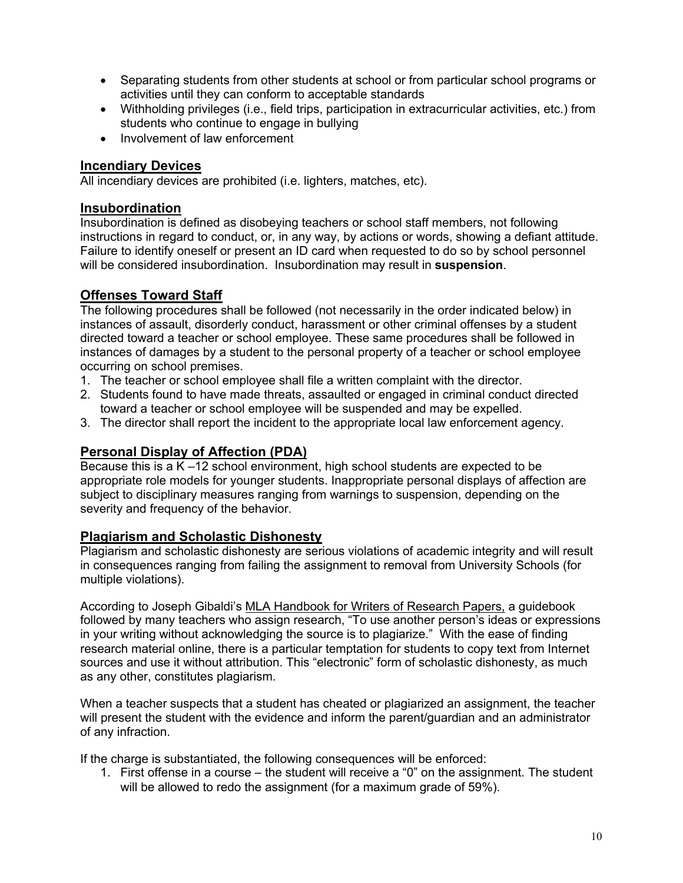- Separating students from other students at school or from particular school programs or activities until they can conform to acceptable standards
- Withholding privileges (i.e., field trips, participation in extracurricular activities, etc.) from students who continue to engage in bullying
- Involvement of law enforcement

## Incendiary Devices

All incendiary devices are prohibited (i.e. lighters, matches, etc).

## Insubordination

Insubordination is defined as disobeying teachers or school staff members, not following instructions in regard to conduct, or, in any way, by actions or words, showing a defiant attitude. Failure to identify oneself or present an ID card when requested to do so by school personnel will be considered insubordination. Insubordination may result in **suspension**.

## Offenses Toward Staff

The following procedures shall be followed (not necessarily in the order indicated below) in instances of assault, disorderly conduct, harassment or other criminal offenses by a student directed toward a teacher or school employee. These same procedures shall be followed in instances of damages by a student to the personal property of a teacher or school employee occurring on school premises.

1. The teacher or school employee shall file a written complaint with the director.
2. Students found to have made threats, assaulted or engaged in criminal conduct directed toward a teacher or school employee will be suspended and may be expelled.
3. The director shall report the incident to the appropriate local law enforcement agency.

## Personal Display of Affection (PDA)

Because this is a K –12 school environment, high school students are expected to be appropriate role models for younger students. Inappropriate personal displays of affection are subject to disciplinary measures ranging from warnings to suspension, depending on the severity and frequency of the behavior.

## Plagiarism and Scholastic Dishonesty

Plagiarism and scholastic dishonesty are serious violations of academic integrity and will result in consequences ranging from failing the assignment to removal from University Schools (for multiple violations).

According to Joseph Gibaldi's MLA Handbook for Writers of Research Papers, a guidebook followed by many teachers who assign research, "To use another person's ideas or expressions in your writing without acknowledging the source is to plagiarize." With the ease of finding research material online, there is a particular temptation for students to copy text from Internet sources and use it without attribution. This "electronic" form of scholastic dishonesty, as much as any other, constitutes plagiarism.

When a teacher suspects that a student has cheated or plagiarized an assignment, the teacher will present the student with the evidence and inform the parent/guardian and an administrator of any infraction.

If the charge is substantiated, the following consequences will be enforced:

1. First offense in a course – the student will receive a "0" on the assignment. The student will be allowed to redo the assignment (for a maximum grade of 59%).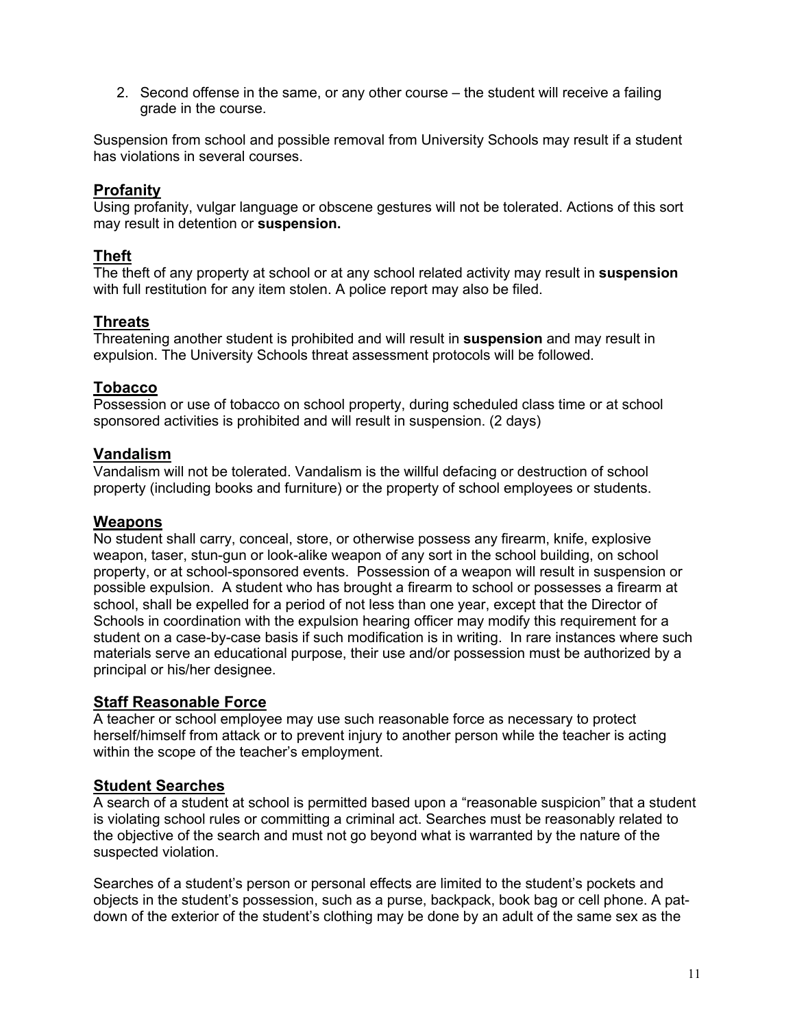2. Second offense in the same, or any other course – the student will receive a failing grade in the course.

Suspension from school and possible removal from University Schools may result if a student has violations in several courses.

## Profanity

Using profanity, vulgar language or obscene gestures will not be tolerated. Actions of this sort may result in detention or **suspension.**

## Theft

The theft of any property at school or at any school related activity may result in **suspension** with full restitution for any item stolen. A police report may also be filed.

## Threats

Threatening another student is prohibited and will result in **suspension** and may result in expulsion. The University Schools threat assessment protocols will be followed.

## Tobacco

Possession or use of tobacco on school property, during scheduled class time or at school sponsored activities is prohibited and will result in suspension. (2 days)

## Vandalism

Vandalism will not be tolerated. Vandalism is the willful defacing or destruction of school property (including books and furniture) or the property of school employees or students.

## Weapons

No student shall carry, conceal, store, or otherwise possess any firearm, knife, explosive weapon, taser, stun-gun or look-alike weapon of any sort in the school building, on school property, or at school-sponsored events. Possession of a weapon will result in suspension or possible expulsion. A student who has brought a firearm to school or possesses a firearm at school, shall be expelled for a period of not less than one year, except that the Director of Schools in coordination with the expulsion hearing officer may modify this requirement for a student on a case-by-case basis if such modification is in writing. In rare instances where such materials serve an educational purpose, their use and/or possession must be authorized by a principal or his/her designee.

## Staff Reasonable Force

A teacher or school employee may use such reasonable force as necessary to protect herself/himself from attack or to prevent injury to another person while the teacher is acting within the scope of the teacher's employment.

## Student Searches

A search of a student at school is permitted based upon a "reasonable suspicion" that a student is violating school rules or committing a criminal act. Searches must be reasonably related to the objective of the search and must not go beyond what is warranted by the nature of the suspected violation.

Searches of a student's person or personal effects are limited to the student's pockets and objects in the student's possession, such as a purse, backpack, book bag or cell phone. A pat-down of the exterior of the student's clothing may be done by an adult of the same sex as the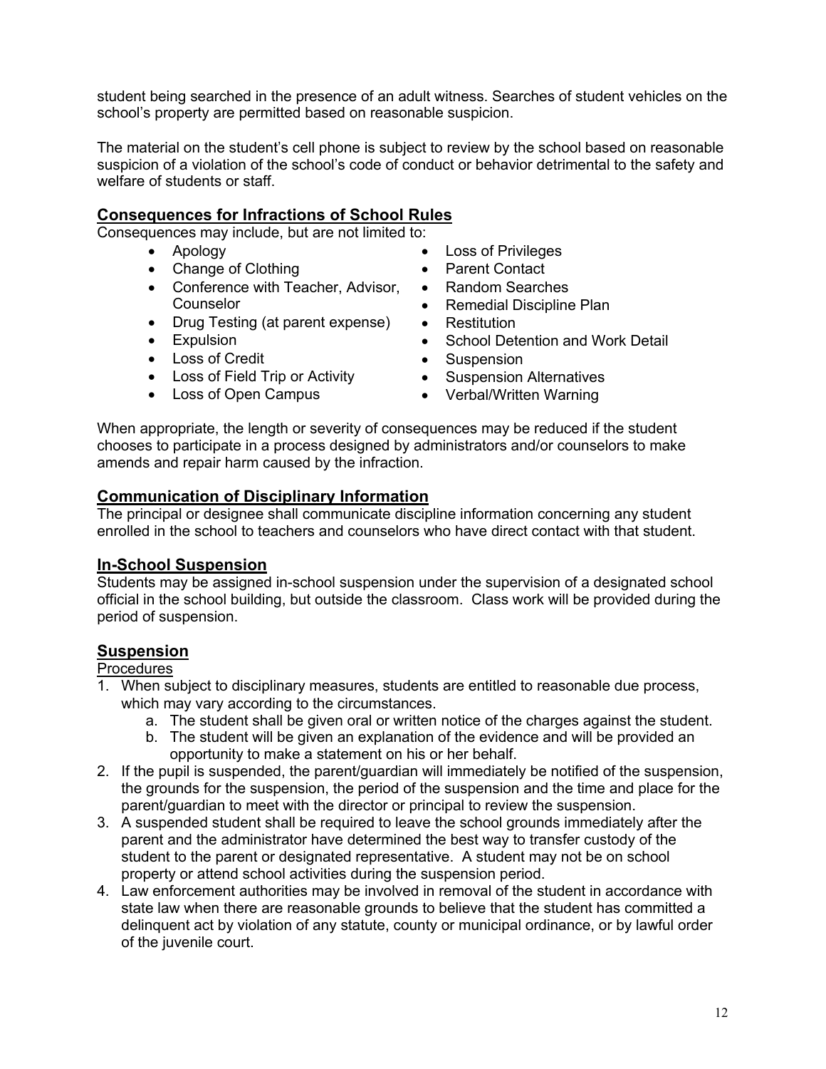student being searched in the presence of an adult witness. Searches of student vehicles on the school's property are permitted based on reasonable suspicion.

The material on the student's cell phone is subject to review by the school based on reasonable suspicion of a violation of the school's code of conduct or behavior detrimental to the safety and welfare of students or staff.

## Consequences for Infractions of School Rules

Consequences may include, but are not limited to:

- Apology
- Change of Clothing
- Conference with Teacher, Advisor, Counselor
- Drug Testing (at parent expense)
- Expulsion
- Loss of Credit
- Loss of Field Trip or Activity
- Loss of Open Campus
- Loss of Privileges
- Parent Contact
- Random Searches
- Remedial Discipline Plan
- Restitution
- School Detention and Work Detail
- Suspension
- Suspension Alternatives
- Verbal/Written Warning

When appropriate, the length or severity of consequences may be reduced if the student chooses to participate in a process designed by administrators and/or counselors to make amends and repair harm caused by the infraction.

## Communication of Disciplinary Information

The principal or designee shall communicate discipline information concerning any student enrolled in the school to teachers and counselors who have direct contact with that student.

## In-School Suspension

Students may be assigned in-school suspension under the supervision of a designated school official in the school building, but outside the classroom. Class work will be provided during the period of suspension.

## Suspension

Procedures

1. When subject to disciplinary measures, students are entitled to reasonable due process, which may vary according to the circumstances.
   a. The student shall be given oral or written notice of the charges against the student.
   b. The student will be given an explanation of the evidence and will be provided an opportunity to make a statement on his or her behalf.
2. If the pupil is suspended, the parent/guardian will immediately be notified of the suspension, the grounds for the suspension, the period of the suspension and the time and place for the parent/guardian to meet with the director or principal to review the suspension.
3. A suspended student shall be required to leave the school grounds immediately after the parent and the administrator have determined the best way to transfer custody of the student to the parent or designated representative. A student may not be on school property or attend school activities during the suspension period.
4. Law enforcement authorities may be involved in removal of the student in accordance with state law when there are reasonable grounds to believe that the student has committed a delinquent act by violation of any statute, county or municipal ordinance, or by lawful order of the juvenile court.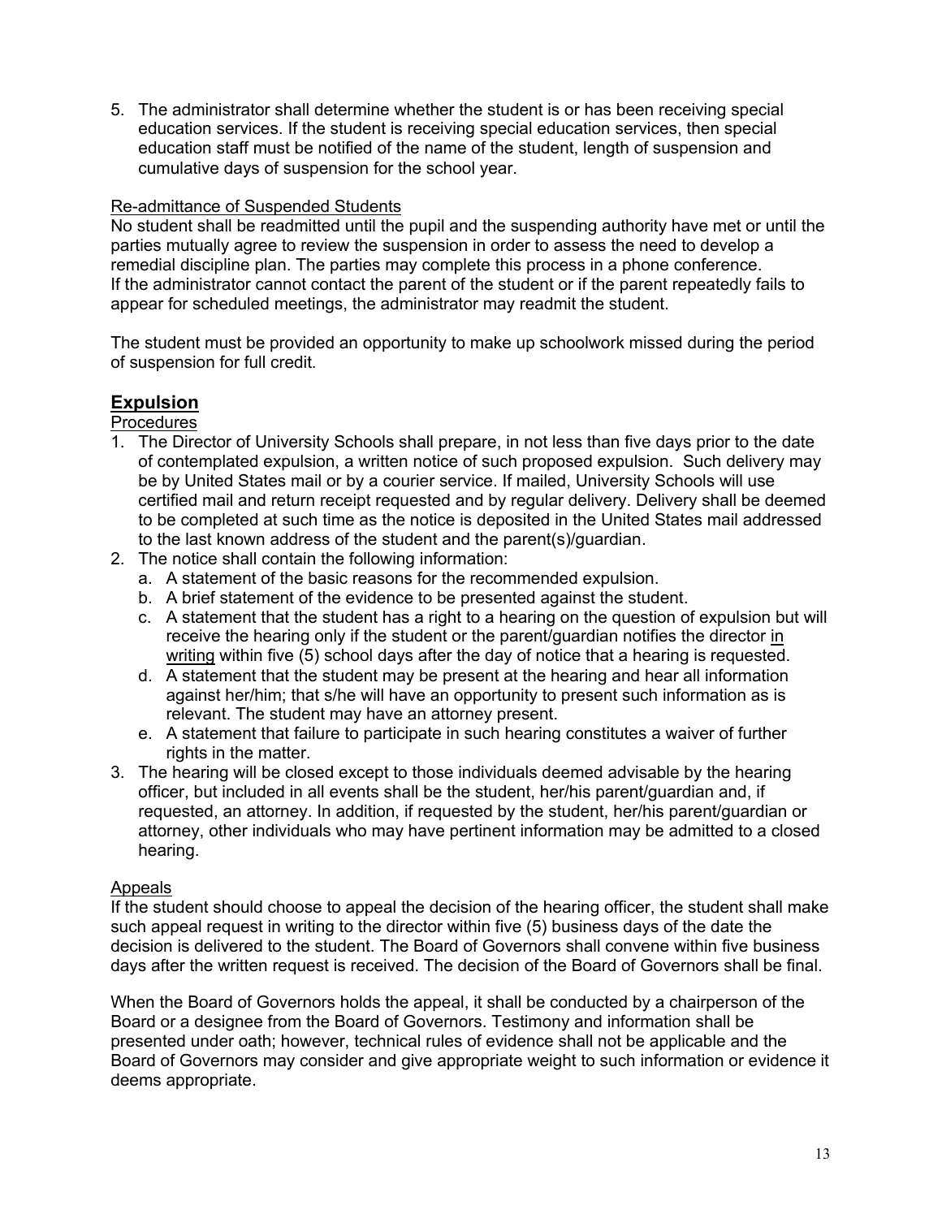5. The administrator shall determine whether the student is or has been receiving special education services. If the student is receiving special education services, then special education staff must be notified of the name of the student, length of suspension and cumulative days of suspension for the school year.

Re-admittance of Suspended Students

No student shall be readmitted until the pupil and the suspending authority have met or until the parties mutually agree to review the suspension in order to assess the need to develop a remedial discipline plan. The parties may complete this process in a phone conference. If the administrator cannot contact the parent of the student or if the parent repeatedly fails to appear for scheduled meetings, the administrator may readmit the student.

The student must be provided an opportunity to make up schoolwork missed during the period of suspension for full credit.

## Expulsion

Procedures

1. The Director of University Schools shall prepare, in not less than five days prior to the date of contemplated expulsion, a written notice of such proposed expulsion. Such delivery may be by United States mail or by a courier service. If mailed, University Schools will use certified mail and return receipt requested and by regular delivery. Delivery shall be deemed to be completed at such time as the notice is deposited in the United States mail addressed to the last known address of the student and the parent(s)/guardian.
2. The notice shall contain the following information:
   a. A statement of the basic reasons for the recommended expulsion.
   b. A brief statement of the evidence to be presented against the student.
   c. A statement that the student has a right to a hearing on the question of expulsion but will receive the hearing only if the student or the parent/guardian notifies the director in writing within five (5) school days after the day of notice that a hearing is requested.
   d. A statement that the student may be present at the hearing and hear all information against her/him; that s/he will have an opportunity to present such information as is relevant. The student may have an attorney present.
   e. A statement that failure to participate in such hearing constitutes a waiver of further rights in the matter.
3. The hearing will be closed except to those individuals deemed advisable by the hearing officer, but included in all events shall be the student, her/his parent/guardian and, if requested, an attorney. In addition, if requested by the student, her/his parent/guardian or attorney, other individuals who may have pertinent information may be admitted to a closed hearing.

Appeals

If the student should choose to appeal the decision of the hearing officer, the student shall make such appeal request in writing to the director within five (5) business days of the date the decision is delivered to the student. The Board of Governors shall convene within five business days after the written request is received. The decision of the Board of Governors shall be final.

When the Board of Governors holds the appeal, it shall be conducted by a chairperson of the Board or a designee from the Board of Governors. Testimony and information shall be presented under oath; however, technical rules of evidence shall not be applicable and the Board of Governors may consider and give appropriate weight to such information or evidence it deems appropriate.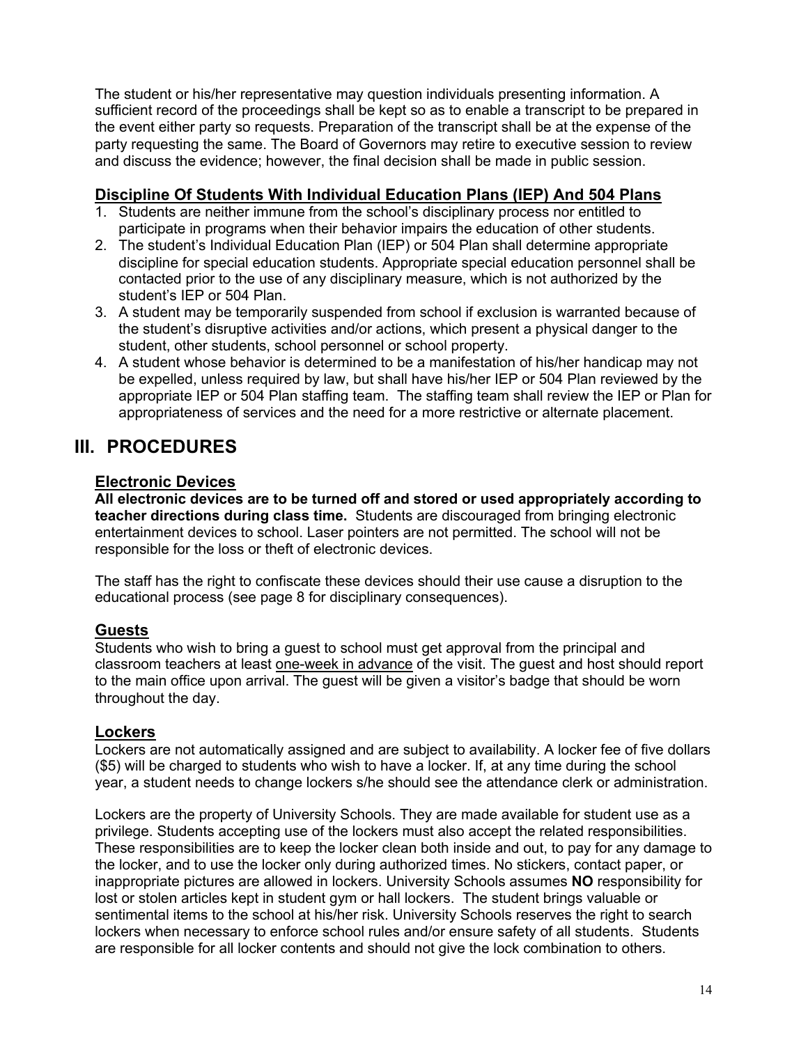The student or his/her representative may question individuals presenting information. A sufficient record of the proceedings shall be kept so as to enable a transcript to be prepared in the event either party so requests. Preparation of the transcript shall be at the expense of the party requesting the same. The Board of Governors may retire to executive session to review and discuss the evidence; however, the final decision shall be made in public session.

### Discipline Of Students With Individual Education Plans (IEP) And 504 Plans

1. Students are neither immune from the school's disciplinary process nor entitled to participate in programs when their behavior impairs the education of other students.
2. The student's Individual Education Plan (IEP) or 504 Plan shall determine appropriate discipline for special education students. Appropriate special education personnel shall be contacted prior to the use of any disciplinary measure, which is not authorized by the student's IEP or 504 Plan.
3. A student may be temporarily suspended from school if exclusion is warranted because of the student's disruptive activities and/or actions, which present a physical danger to the student, other students, school personnel or school property.
4. A student whose behavior is determined to be a manifestation of his/her handicap may not be expelled, unless required by law, but shall have his/her IEP or 504 Plan reviewed by the appropriate IEP or 504 Plan staffing team. The staffing team shall review the IEP or Plan for appropriateness of services and the need for a more restrictive or alternate placement.

## III. PROCEDURES

### Electronic Devices

**All electronic devices are to be turned off and stored or used appropriately according to teacher directions during class time.** Students are discouraged from bringing electronic entertainment devices to school. Laser pointers are not permitted. The school will not be responsible for the loss or theft of electronic devices.

The staff has the right to confiscate these devices should their use cause a disruption to the educational process (see page 8 for disciplinary consequences).

### Guests

Students who wish to bring a guest to school must get approval from the principal and classroom teachers at least one-week in advance of the visit. The guest and host should report to the main office upon arrival. The guest will be given a visitor's badge that should be worn throughout the day.

### Lockers

Lockers are not automatically assigned and are subject to availability. A locker fee of five dollars ($5) will be charged to students who wish to have a locker. If, at any time during the school year, a student needs to change lockers s/he should see the attendance clerk or administration.

Lockers are the property of University Schools. They are made available for student use as a privilege. Students accepting use of the lockers must also accept the related responsibilities. These responsibilities are to keep the locker clean both inside and out, to pay for any damage to the locker, and to use the locker only during authorized times. No stickers, contact paper, or inappropriate pictures are allowed in lockers. University Schools assumes **NO** responsibility for lost or stolen articles kept in student gym or hall lockers. The student brings valuable or sentimental items to the school at his/her risk. University Schools reserves the right to search lockers when necessary to enforce school rules and/or ensure safety of all students. Students are responsible for all locker contents and should not give the lock combination to others.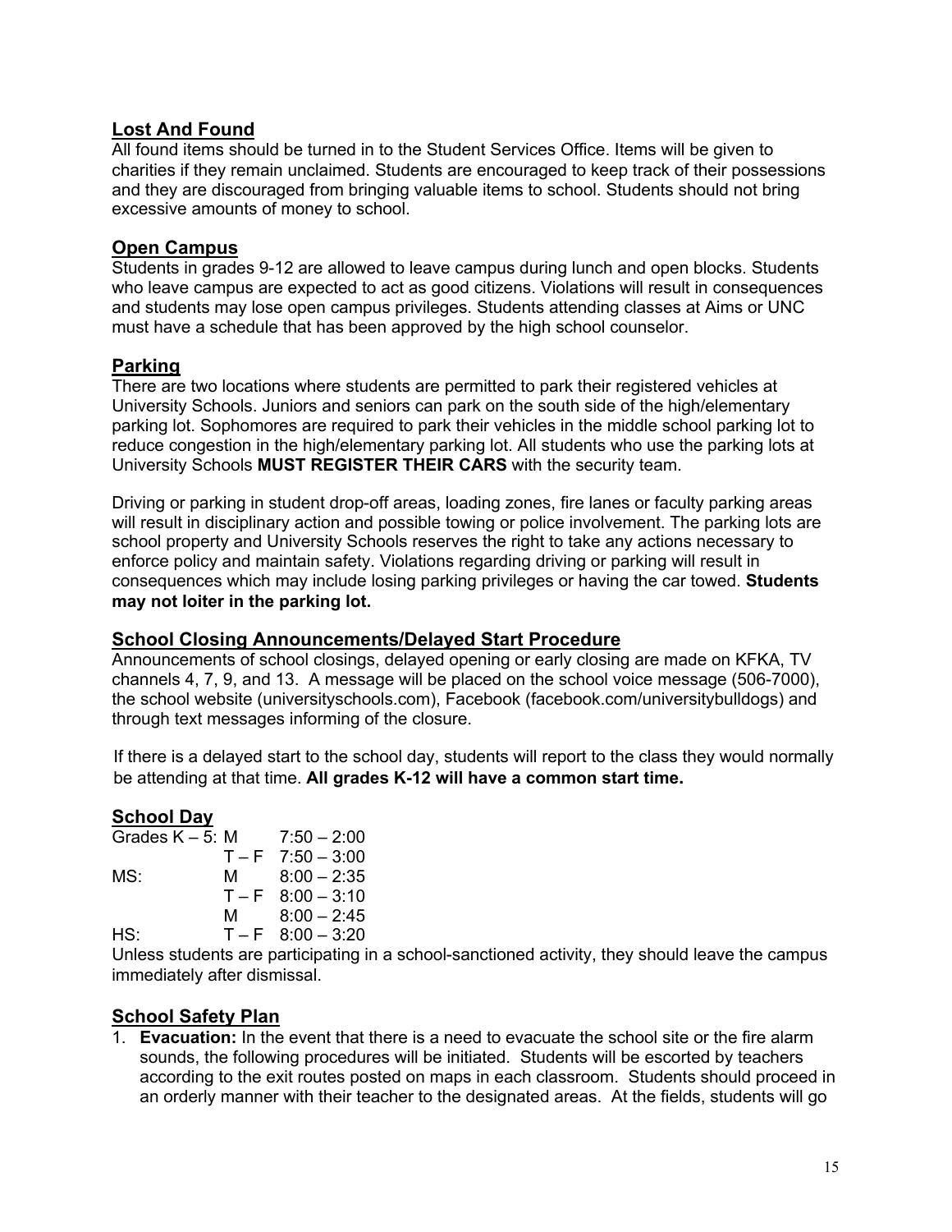## Lost And Found

All found items should be turned in to the Student Services Office. Items will be given to charities if they remain unclaimed. Students are encouraged to keep track of their possessions and they are discouraged from bringing valuable items to school. Students should not bring excessive amounts of money to school.

## Open Campus

Students in grades 9-12 are allowed to leave campus during lunch and open blocks. Students who leave campus are expected to act as good citizens. Violations will result in consequences and students may lose open campus privileges. Students attending classes at Aims or UNC must have a schedule that has been approved by the high school counselor.

## Parking

There are two locations where students are permitted to park their registered vehicles at University Schools. Juniors and seniors can park on the south side of the high/elementary parking lot. Sophomores are required to park their vehicles in the middle school parking lot to reduce congestion in the high/elementary parking lot. All students who use the parking lots at University Schools **MUST REGISTER THEIR CARS** with the security team.

Driving or parking in student drop-off areas, loading zones, fire lanes or faculty parking areas will result in disciplinary action and possible towing or police involvement. The parking lots are school property and University Schools reserves the right to take any actions necessary to enforce policy and maintain safety. Violations regarding driving or parking will result in consequences which may include losing parking privileges or having the car towed. **Students may not loiter in the parking lot.**

## School Closing Announcements/Delayed Start Procedure

Announcements of school closings, delayed opening or early closing are made on KFKA, TV channels 4, 7, 9, and 13. A message will be placed on the school voice message (506-7000), the school website (universityschools.com), Facebook (facebook.com/universitybulldogs) and through text messages informing of the closure.

If there is a delayed start to the school day, students will report to the class they would normally be attending at that time. **All grades K-12 will have a common start time.**

## School Day

| | | |
|---|---|---|
| Grades K – 5: | M | 7:50 – 2:00 |
| | T – F | 7:50 – 3:00 |
| MS: | M | 8:00 – 2:35 |
| | T – F | 8:00 – 3:10 |
| | M | 8:00 – 2:45 |
| HS: | T – F | 8:00 – 3:20 |

Unless students are participating in a school-sanctioned activity, they should leave the campus immediately after dismissal.

## School Safety Plan

1. **Evacuation:** In the event that there is a need to evacuate the school site or the fire alarm sounds, the following procedures will be initiated. Students will be escorted by teachers according to the exit routes posted on maps in each classroom. Students should proceed in an orderly manner with their teacher to the designated areas. At the fields, students will go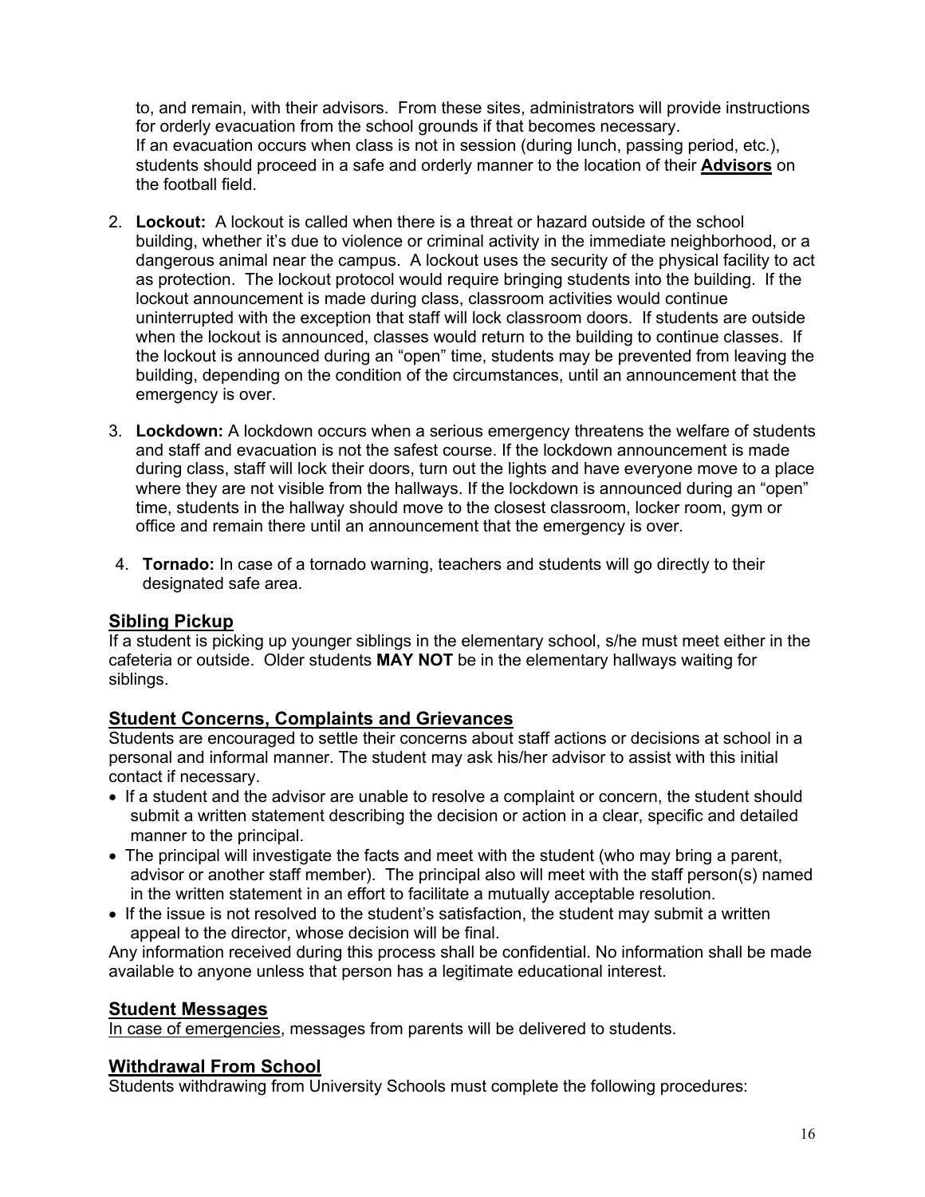to, and remain, with their advisors. From these sites, administrators will provide instructions for orderly evacuation from the school grounds if that becomes necessary.
If an evacuation occurs when class is not in session (during lunch, passing period, etc.), students should proceed in a safe and orderly manner to the location of their **Advisors** on the football field.

2. **Lockout:** A lockout is called when there is a threat or hazard outside of the school building, whether it's due to violence or criminal activity in the immediate neighborhood, or a dangerous animal near the campus. A lockout uses the security of the physical facility to act as protection. The lockout protocol would require bringing students into the building. If the lockout announcement is made during class, classroom activities would continue uninterrupted with the exception that staff will lock classroom doors. If students are outside when the lockout is announced, classes would return to the building to continue classes. If the lockout is announced during an "open" time, students may be prevented from leaving the building, depending on the condition of the circumstances, until an announcement that the emergency is over.

3. **Lockdown:** A lockdown occurs when a serious emergency threatens the welfare of students and staff and evacuation is not the safest course. If the lockdown announcement is made during class, staff will lock their doors, turn out the lights and have everyone move to a place where they are not visible from the hallways. If the lockdown is announced during an "open" time, students in the hallway should move to the closest classroom, locker room, gym or office and remain there until an announcement that the emergency is over.

4. **Tornado:** In case of a tornado warning, teachers and students will go directly to their designated safe area.

## Sibling Pickup

If a student is picking up younger siblings in the elementary school, s/he must meet either in the cafeteria or outside. Older students **MAY NOT** be in the elementary hallways waiting for siblings.

## Student Concerns, Complaints and Grievances

Students are encouraged to settle their concerns about staff actions or decisions at school in a personal and informal manner. The student may ask his/her advisor to assist with this initial contact if necessary.

- If a student and the advisor are unable to resolve a complaint or concern, the student should submit a written statement describing the decision or action in a clear, specific and detailed manner to the principal.
- The principal will investigate the facts and meet with the student (who may bring a parent, advisor or another staff member). The principal also will meet with the staff person(s) named in the written statement in an effort to facilitate a mutually acceptable resolution.
- If the issue is not resolved to the student's satisfaction, the student may submit a written appeal to the director, whose decision will be final.

Any information received during this process shall be confidential. No information shall be made available to anyone unless that person has a legitimate educational interest.

## Student Messages

In case of emergencies, messages from parents will be delivered to students.

## Withdrawal From School

Students withdrawing from University Schools must complete the following procedures: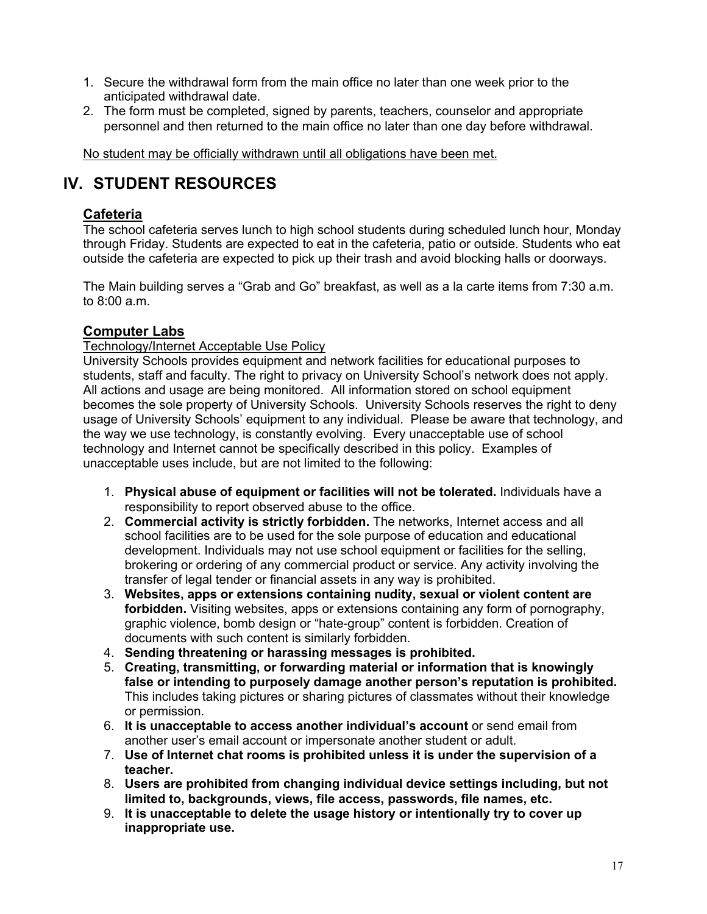1. Secure the withdrawal form from the main office no later than one week prior to the anticipated withdrawal date.
2. The form must be completed, signed by parents, teachers, counselor and appropriate personnel and then returned to the main office no later than one day before withdrawal.

<u>No student may be officially withdrawn until all obligations have been met.</u>

# IV. STUDENT RESOURCES

## Cafeteria

The school cafeteria serves lunch to high school students during scheduled lunch hour, Monday through Friday. Students are expected to eat in the cafeteria, patio or outside. Students who eat outside the cafeteria are expected to pick up their trash and avoid blocking halls or doorways.

The Main building serves a "Grab and Go" breakfast, as well as a la carte items from 7:30 a.m. to 8:00 a.m.

## Computer Labs

<u>Technology/Internet Acceptable Use Policy</u>

University Schools provides equipment and network facilities for educational purposes to students, staff and faculty. The right to privacy on University School's network does not apply. All actions and usage are being monitored. All information stored on school equipment becomes the sole property of University Schools. University Schools reserves the right to deny usage of University Schools' equipment to any individual. Please be aware that technology, and the way we use technology, is constantly evolving. Every unacceptable use of school technology and Internet cannot be specifically described in this policy. Examples of unacceptable uses include, but are not limited to the following:

1. **Physical abuse of equipment or facilities will not be tolerated.** Individuals have a responsibility to report observed abuse to the office.
2. **Commercial activity is strictly forbidden.** The networks, Internet access and all school facilities are to be used for the sole purpose of education and educational development. Individuals may not use school equipment or facilities for the selling, brokering or ordering of any commercial product or service. Any activity involving the transfer of legal tender or financial assets in any way is prohibited.
3. **Websites, apps or extensions containing nudity, sexual or violent content are forbidden.** Visiting websites, apps or extensions containing any form of pornography, graphic violence, bomb design or "hate-group" content is forbidden. Creation of documents with such content is similarly forbidden.
4. **Sending threatening or harassing messages is prohibited.**
5. **Creating, transmitting, or forwarding material or information that is knowingly false or intending to purposely damage another person's reputation is prohibited.** This includes taking pictures or sharing pictures of classmates without their knowledge or permission.
6. **It is unacceptable to access another individual's account** or send email from another user's email account or impersonate another student or adult.
7. **Use of Internet chat rooms is prohibited unless it is under the supervision of a teacher.**
8. **Users are prohibited from changing individual device settings including, but not limited to, backgrounds, views, file access, passwords, file names, etc.**
9. **It is unacceptable to delete the usage history or intentionally try to cover up inappropriate use.**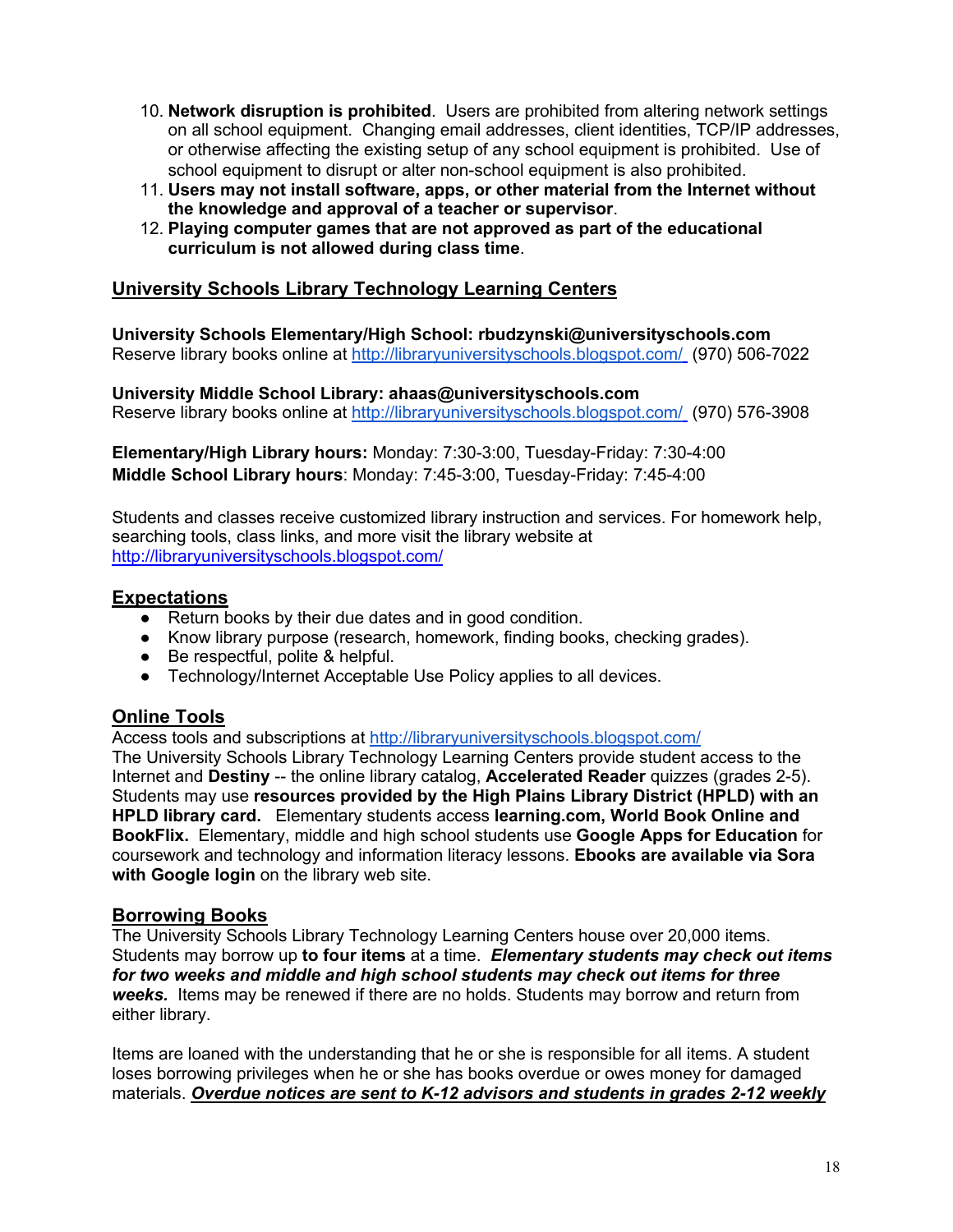10. **Network disruption is prohibited**. Users are prohibited from altering network settings on all school equipment. Changing email addresses, client identities, TCP/IP addresses, or otherwise affecting the existing setup of any school equipment is prohibited. Use of school equipment to disrupt or alter non-school equipment is also prohibited.
11. **Users may not install software, apps, or other material from the Internet without the knowledge and approval of a teacher or supervisor**.
12. **Playing computer games that are not approved as part of the educational curriculum is not allowed during class time**.

## University Schools Library Technology Learning Centers

**University Schools Elementary/High School: rbudzynski@universityschools.com**
Reserve library books online at http://libraryuniversityschools.blogspot.com/ (970) 506-7022

**University Middle School Library: ahaas@universityschools.com**
Reserve library books online at http://libraryuniversityschools.blogspot.com/ (970) 576-3908

**Elementary/High Library hours:** Monday: 7:30-3:00, Tuesday-Friday: 7:30-4:00
**Middle School Library hours**: Monday: 7:45-3:00, Tuesday-Friday: 7:45-4:00

Students and classes receive customized library instruction and services. For homework help, searching tools, class links, and more visit the library website at http://libraryuniversityschools.blogspot.com/

## Expectations

- Return books by their due dates and in good condition.
- Know library purpose (research, homework, finding books, checking grades).
- Be respectful, polite & helpful.
- Technology/Internet Acceptable Use Policy applies to all devices.

## Online Tools

Access tools and subscriptions at http://libraryuniversityschools.blogspot.com/
The University Schools Library Technology Learning Centers provide student access to the Internet and **Destiny** -- the online library catalog, **Accelerated Reader** quizzes (grades 2-5). Students may use **resources provided by the High Plains Library District (HPLD) with an HPLD library card.** Elementary students access **learning.com, World Book Online and BookFlix.** Elementary, middle and high school students use **Google Apps for Education** for coursework and technology and information literacy lessons. **Ebooks are available via Sora with Google login** on the library web site.

## Borrowing Books

The University Schools Library Technology Learning Centers house over 20,000 items. Students may borrow up **to four items** at a time. ***Elementary students may check out items for two weeks and middle and high school students may check out items for three weeks.*** Items may be renewed if there are no holds. Students may borrow and return from either library.

Items are loaned with the understanding that he or she is responsible for all items. A student loses borrowing privileges when he or she has books overdue or owes money for damaged materials. ***Overdue notices are sent to K-12 advisors and students in grades 2-12 weekly***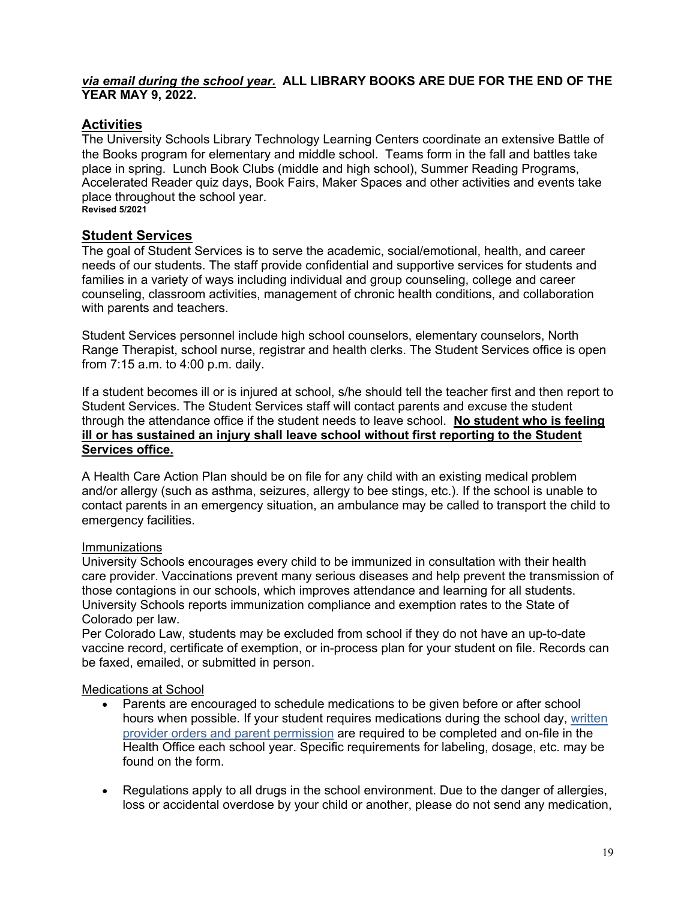***via email during the school year.*** **ALL LIBRARY BOOKS ARE DUE FOR THE END OF THE YEAR MAY 9, 2022.**

## Activities

The University Schools Library Technology Learning Centers coordinate an extensive Battle of the Books program for elementary and middle school. Teams form in the fall and battles take place in spring. Lunch Book Clubs (middle and high school), Summer Reading Programs, Accelerated Reader quiz days, Book Fairs, Maker Spaces and other activities and events take place throughout the school year.

**Revised 5/2021**

## Student Services

The goal of Student Services is to serve the academic, social/emotional, health, and career needs of our students. The staff provide confidential and supportive services for students and families in a variety of ways including individual and group counseling, college and career counseling, classroom activities, management of chronic health conditions, and collaboration with parents and teachers.

Student Services personnel include high school counselors, elementary counselors, North Range Therapist, school nurse, registrar and health clerks. The Student Services office is open from 7:15 a.m. to 4:00 p.m. daily.

If a student becomes ill or is injured at school, s/he should tell the teacher first and then report to Student Services. The Student Services staff will contact parents and excuse the student through the attendance office if the student needs to leave school. **No student who is feeling ill or has sustained an injury shall leave school without first reporting to the Student Services office.**

A Health Care Action Plan should be on file for any child with an existing medical problem and/or allergy (such as asthma, seizures, allergy to bee stings, etc.). If the school is unable to contact parents in an emergency situation, an ambulance may be called to transport the child to emergency facilities.

### Immunizations

University Schools encourages every child to be immunized in consultation with their health care provider. Vaccinations prevent many serious diseases and help prevent the transmission of those contagions in our schools, which improves attendance and learning for all students. University Schools reports immunization compliance and exemption rates to the State of Colorado per law.

Per Colorado Law, students may be excluded from school if they do not have an up-to-date vaccine record, certificate of exemption, or in-process plan for your student on file. Records can be faxed, emailed, or submitted in person.

### Medications at School

- Parents are encouraged to schedule medications to be given before or after school hours when possible. If your student requires medications during the school day, written provider orders and parent permission are required to be completed and on-file in the Health Office each school year. Specific requirements for labeling, dosage, etc. may be found on the form.
- Regulations apply to all drugs in the school environment. Due to the danger of allergies, loss or accidental overdose by your child or another, please do not send any medication,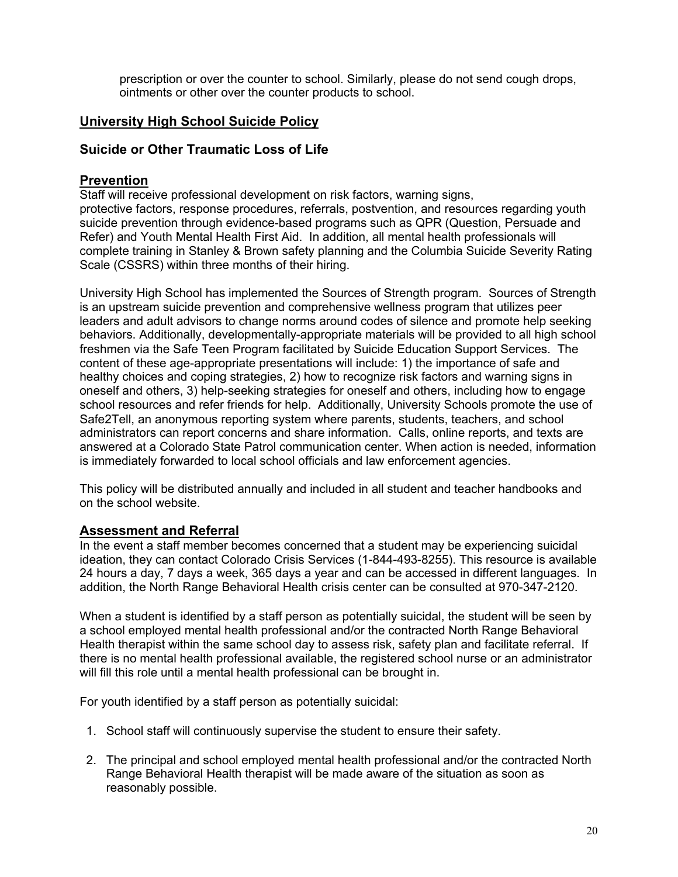prescription or over the counter to school. Similarly, please do not send cough drops, ointments or other over the counter products to school.

## University High School Suicide Policy

### Suicide or Other Traumatic Loss of Life

### Prevention

Staff will receive professional development on risk factors, warning signs, protective factors, response procedures, referrals, postvention, and resources regarding youth suicide prevention through evidence-based programs such as QPR (Question, Persuade and Refer) and Youth Mental Health First Aid. In addition, all mental health professionals will complete training in Stanley & Brown safety planning and the Columbia Suicide Severity Rating Scale (CSSRS) within three months of their hiring.

University High School has implemented the Sources of Strength program. Sources of Strength is an upstream suicide prevention and comprehensive wellness program that utilizes peer leaders and adult advisors to change norms around codes of silence and promote help seeking behaviors. Additionally, developmentally-appropriate materials will be provided to all high school freshmen via the Safe Teen Program facilitated by Suicide Education Support Services. The content of these age-appropriate presentations will include: 1) the importance of safe and healthy choices and coping strategies, 2) how to recognize risk factors and warning signs in oneself and others, 3) help-seeking strategies for oneself and others, including how to engage school resources and refer friends for help. Additionally, University Schools promote the use of Safe2Tell, an anonymous reporting system where parents, students, teachers, and school administrators can report concerns and share information. Calls, online reports, and texts are answered at a Colorado State Patrol communication center. When action is needed, information is immediately forwarded to local school officials and law enforcement agencies.

This policy will be distributed annually and included in all student and teacher handbooks and on the school website.

### Assessment and Referral

In the event a staff member becomes concerned that a student may be experiencing suicidal ideation, they can contact Colorado Crisis Services (1-844-493-8255). This resource is available 24 hours a day, 7 days a week, 365 days a year and can be accessed in different languages. In addition, the North Range Behavioral Health crisis center can be consulted at 970-347-2120.

When a student is identified by a staff person as potentially suicidal, the student will be seen by a school employed mental health professional and/or the contracted North Range Behavioral Health therapist within the same school day to assess risk, safety plan and facilitate referral. If there is no mental health professional available, the registered school nurse or an administrator will fill this role until a mental health professional can be brought in.

For youth identified by a staff person as potentially suicidal:

1. School staff will continuously supervise the student to ensure their safety.
2. The principal and school employed mental health professional and/or the contracted North Range Behavioral Health therapist will be made aware of the situation as soon as reasonably possible.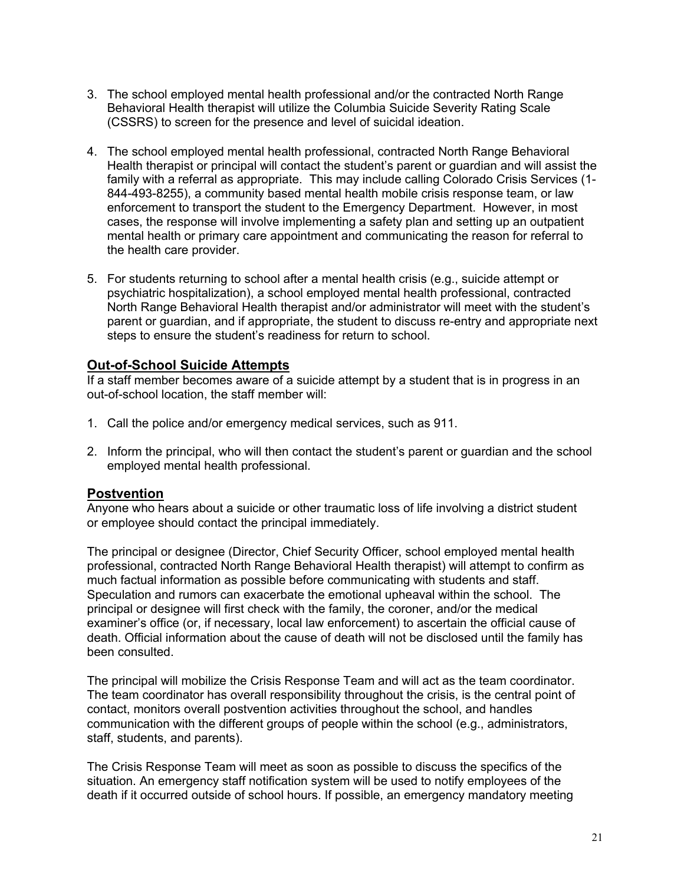3. The school employed mental health professional and/or the contracted North Range Behavioral Health therapist will utilize the Columbia Suicide Severity Rating Scale (CSSRS) to screen for the presence and level of suicidal ideation.

4. The school employed mental health professional, contracted North Range Behavioral Health therapist or principal will contact the student's parent or guardian and will assist the family with a referral as appropriate. This may include calling Colorado Crisis Services (1-844-493-8255), a community based mental health mobile crisis response team, or law enforcement to transport the student to the Emergency Department. However, in most cases, the response will involve implementing a safety plan and setting up an outpatient mental health or primary care appointment and communicating the reason for referral to the health care provider.

5. For students returning to school after a mental health crisis (e.g., suicide attempt or psychiatric hospitalization), a school employed mental health professional, contracted North Range Behavioral Health therapist and/or administrator will meet with the student's parent or guardian, and if appropriate, the student to discuss re-entry and appropriate next steps to ensure the student's readiness for return to school.

## Out-of-School Suicide Attempts

If a staff member becomes aware of a suicide attempt by a student that is in progress in an out-of-school location, the staff member will:

1. Call the police and/or emergency medical services, such as 911.

2. Inform the principal, who will then contact the student's parent or guardian and the school employed mental health professional.

## Postvention

Anyone who hears about a suicide or other traumatic loss of life involving a district student or employee should contact the principal immediately.

The principal or designee (Director, Chief Security Officer, school employed mental health professional, contracted North Range Behavioral Health therapist) will attempt to confirm as much factual information as possible before communicating with students and staff. Speculation and rumors can exacerbate the emotional upheaval within the school. The principal or designee will first check with the family, the coroner, and/or the medical examiner's office (or, if necessary, local law enforcement) to ascertain the official cause of death. Official information about the cause of death will not be disclosed until the family has been consulted.

The principal will mobilize the Crisis Response Team and will act as the team coordinator. The team coordinator has overall responsibility throughout the crisis, is the central point of contact, monitors overall postvention activities throughout the school, and handles communication with the different groups of people within the school (e.g., administrators, staff, students, and parents).

The Crisis Response Team will meet as soon as possible to discuss the specifics of the situation. An emergency staff notification system will be used to notify employees of the death if it occurred outside of school hours. If possible, an emergency mandatory meeting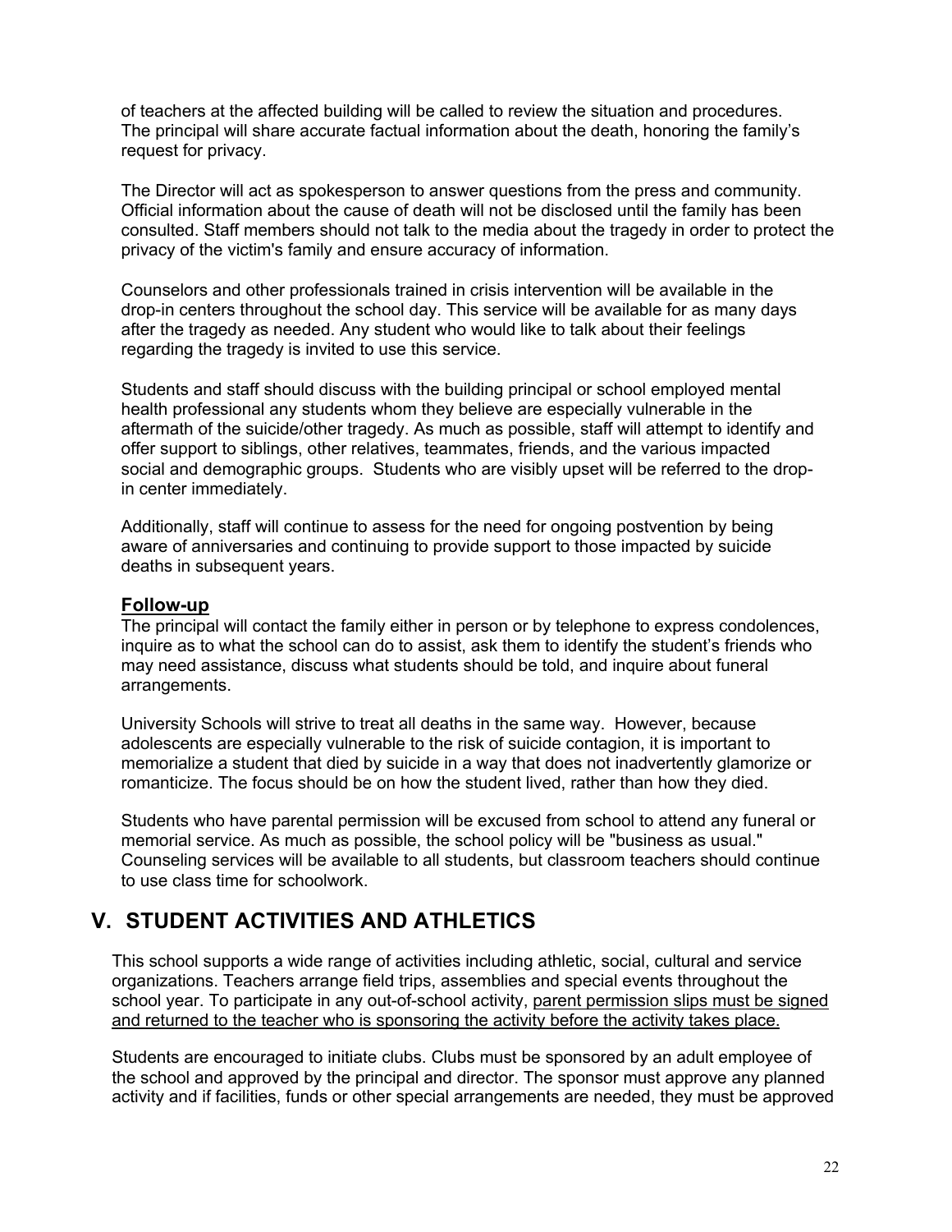of teachers at the affected building will be called to review the situation and procedures. The principal will share accurate factual information about the death, honoring the family's request for privacy.

The Director will act as spokesperson to answer questions from the press and community. Official information about the cause of death will not be disclosed until the family has been consulted. Staff members should not talk to the media about the tragedy in order to protect the privacy of the victim's family and ensure accuracy of information.

Counselors and other professionals trained in crisis intervention will be available in the drop-in centers throughout the school day. This service will be available for as many days after the tragedy as needed. Any student who would like to talk about their feelings regarding the tragedy is invited to use this service.

Students and staff should discuss with the building principal or school employed mental health professional any students whom they believe are especially vulnerable in the aftermath of the suicide/other tragedy. As much as possible, staff will attempt to identify and offer support to siblings, other relatives, teammates, friends, and the various impacted social and demographic groups. Students who are visibly upset will be referred to the drop-in center immediately.

Additionally, staff will continue to assess for the need for ongoing postvention by being aware of anniversaries and continuing to provide support to those impacted by suicide deaths in subsequent years.

### Follow-up

The principal will contact the family either in person or by telephone to express condolences, inquire as to what the school can do to assist, ask them to identify the student's friends who may need assistance, discuss what students should be told, and inquire about funeral arrangements.

University Schools will strive to treat all deaths in the same way. However, because adolescents are especially vulnerable to the risk of suicide contagion, it is important to memorialize a student that died by suicide in a way that does not inadvertently glamorize or romanticize. The focus should be on how the student lived, rather than how they died.

Students who have parental permission will be excused from school to attend any funeral or memorial service. As much as possible, the school policy will be "business as usual." Counseling services will be available to all students, but classroom teachers should continue to use class time for schoolwork.

## V. STUDENT ACTIVITIES AND ATHLETICS

This school supports a wide range of activities including athletic, social, cultural and service organizations. Teachers arrange field trips, assemblies and special events throughout the school year. To participate in any out-of-school activity, parent permission slips must be signed and returned to the teacher who is sponsoring the activity before the activity takes place.

Students are encouraged to initiate clubs. Clubs must be sponsored by an adult employee of the school and approved by the principal and director. The sponsor must approve any planned activity and if facilities, funds or other special arrangements are needed, they must be approved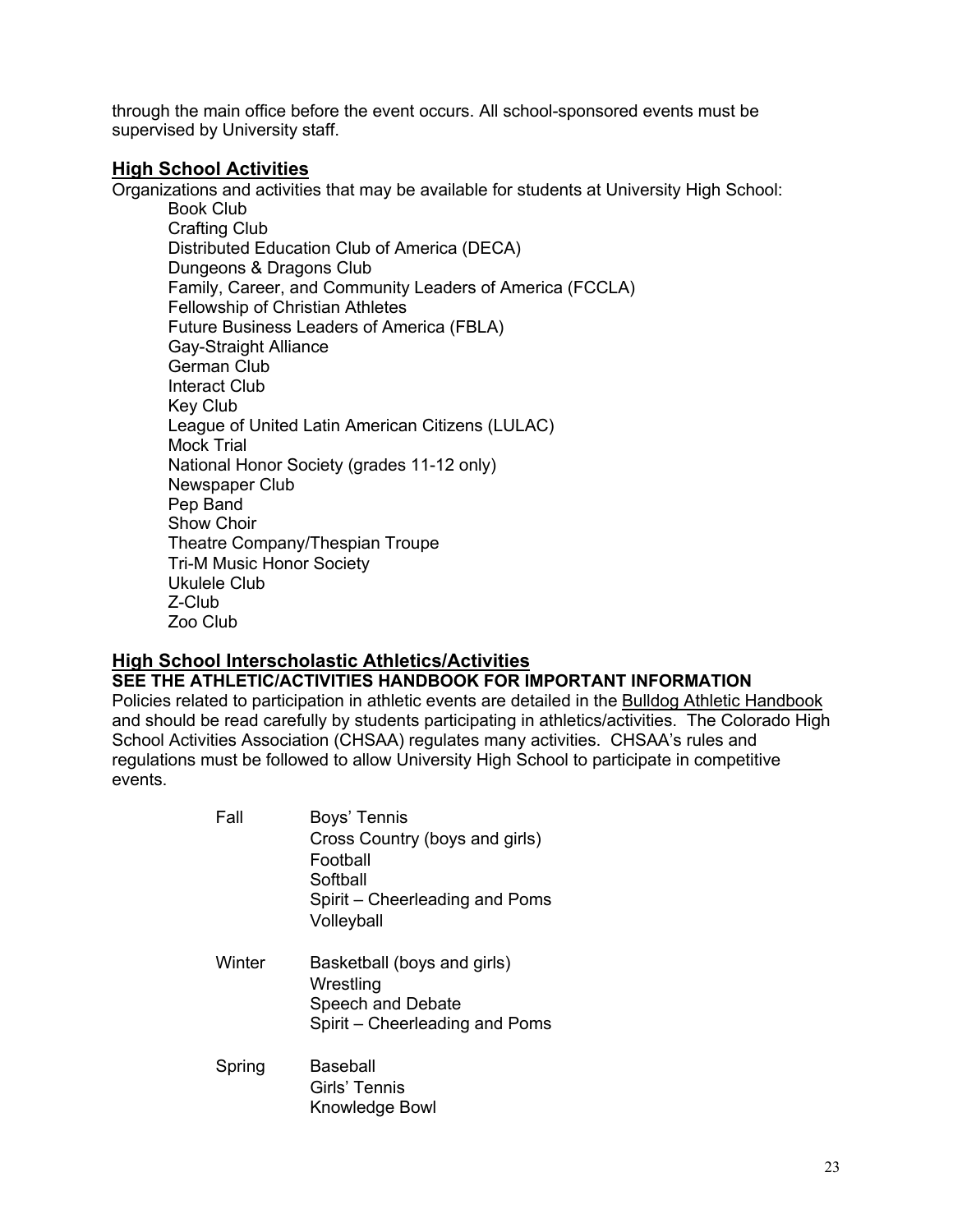through the main office before the event occurs. All school-sponsored events must be supervised by University staff.

## High School Activities

Organizations and activities that may be available for students at University High School:

- Book Club
- Crafting Club
- Distributed Education Club of America (DECA)
- Dungeons & Dragons Club
- Family, Career, and Community Leaders of America (FCCLA)
- Fellowship of Christian Athletes
- Future Business Leaders of America (FBLA)
- Gay-Straight Alliance
- German Club
- Interact Club
- Key Club
- League of United Latin American Citizens (LULAC)
- Mock Trial
- National Honor Society (grades 11-12 only)
- Newspaper Club
- Pep Band
- Show Choir
- Theatre Company/Thespian Troupe
- Tri-M Music Honor Society
- Ukulele Club
- Z-Club
- Zoo Club

## High School Interscholastic Athletics/Activities

**SEE THE ATHLETIC/ACTIVITIES HANDBOOK FOR IMPORTANT INFORMATION**

Policies related to participation in athletic events are detailed in the Bulldog Athletic Handbook and should be read carefully by students participating in athletics/activities. The Colorado High School Activities Association (CHSAA) regulates many activities. CHSAA's rules and regulations must be followed to allow University High School to participate in competitive events.

| Season | Activities |
|---|---|
| Fall | Boys' Tennis |
| | Cross Country (boys and girls) |
| | Football |
| | Softball |
| | Spirit – Cheerleading and Poms |
| | Volleyball |
| Winter | Basketball (boys and girls) |
| | Wrestling |
| | Speech and Debate |
| | Spirit – Cheerleading and Poms |
| Spring | Baseball |
| | Girls' Tennis |
| | Knowledge Bowl |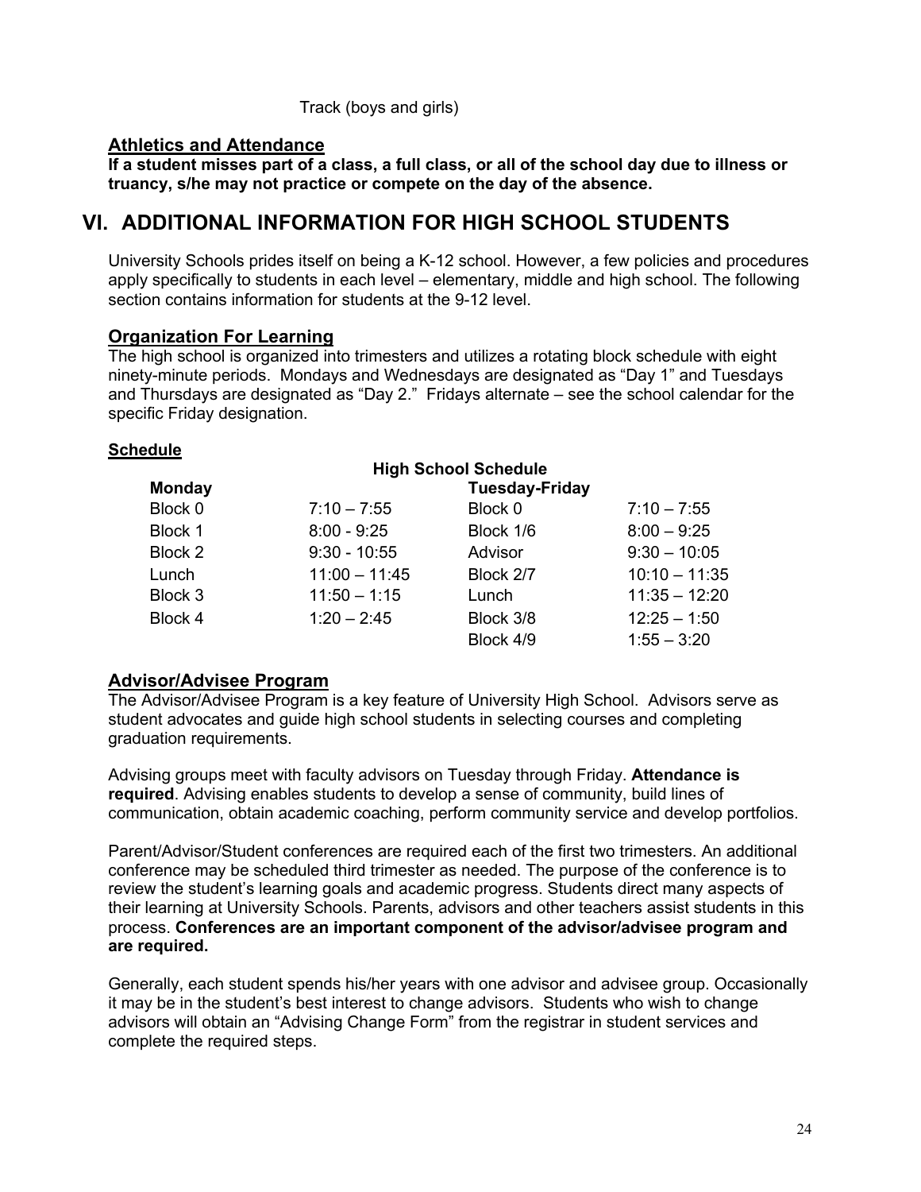Track (boys and girls)

### Athletics and Attendance

**If a student misses part of a class, a full class, or all of the school day due to illness or truancy, s/he may not practice or compete on the day of the absence.**

## VI. ADDITIONAL INFORMATION FOR HIGH SCHOOL STUDENTS

University Schools prides itself on being a K-12 school. However, a few policies and procedures apply specifically to students in each level – elementary, middle and high school. The following section contains information for students at the 9-12 level.

### Organization For Learning

The high school is organized into trimesters and utilizes a rotating block schedule with eight ninety-minute periods. Mondays and Wednesdays are designated as "Day 1" and Tuesdays and Thursdays are designated as "Day 2." Fridays alternate – see the school calendar for the specific Friday designation.

### Schedule

**High School Schedule**

| **Monday** | | **Tuesday-Friday** | |
|---|---|---|---|
| Block 0 | 7:10 – 7:55 | Block 0 | 7:10 – 7:55 |
| Block 1 | 8:00 - 9:25 | Block 1/6 | 8:00 – 9:25 |
| Block 2 | 9:30 - 10:55 | Advisor | 9:30 – 10:05 |
| Lunch | 11:00 – 11:45 | Block 2/7 | 10:10 – 11:35 |
| Block 3 | 11:50 – 1:15 | Lunch | 11:35 – 12:20 |
| Block 4 | 1:20 – 2:45 | Block 3/8 | 12:25 – 1:50 |
| | | Block 4/9 | 1:55 – 3:20 |

### Advisor/Advisee Program

The Advisor/Advisee Program is a key feature of University High School. Advisors serve as student advocates and guide high school students in selecting courses and completing graduation requirements.

Advising groups meet with faculty advisors on Tuesday through Friday. **Attendance is required**. Advising enables students to develop a sense of community, build lines of communication, obtain academic coaching, perform community service and develop portfolios.

Parent/Advisor/Student conferences are required each of the first two trimesters. An additional conference may be scheduled third trimester as needed. The purpose of the conference is to review the student's learning goals and academic progress. Students direct many aspects of their learning at University Schools. Parents, advisors and other teachers assist students in this process. **Conferences are an important component of the advisor/advisee program and are required.**

Generally, each student spends his/her years with one advisor and advisee group. Occasionally it may be in the student's best interest to change advisors. Students who wish to change advisors will obtain an "Advising Change Form" from the registrar in student services and complete the required steps.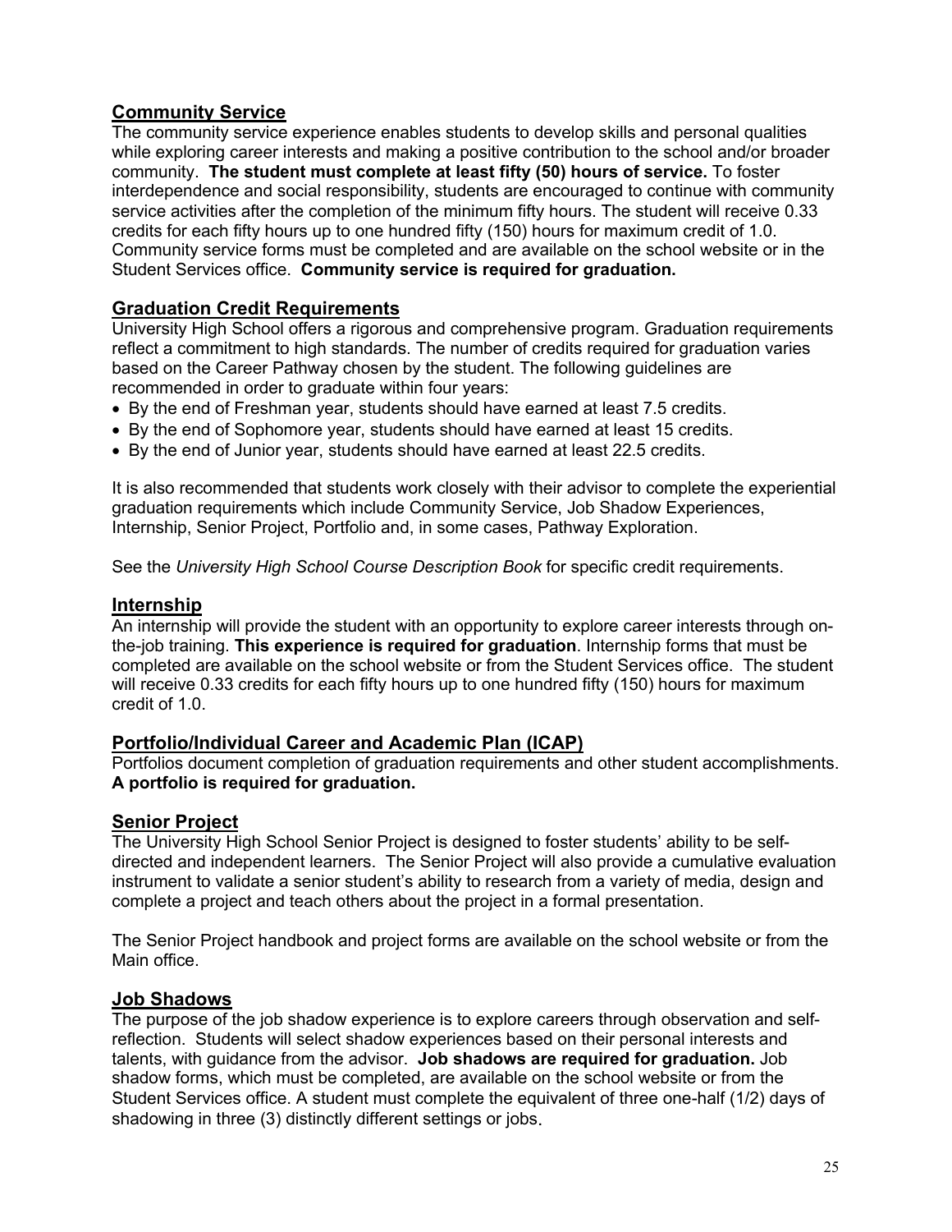## Community Service

The community service experience enables students to develop skills and personal qualities while exploring career interests and making a positive contribution to the school and/or broader community. **The student must complete at least fifty (50) hours of service.** To foster interdependence and social responsibility, students are encouraged to continue with community service activities after the completion of the minimum fifty hours. The student will receive 0.33 credits for each fifty hours up to one hundred fifty (150) hours for maximum credit of 1.0. Community service forms must be completed and are available on the school website or in the Student Services office. **Community service is required for graduation.**

## Graduation Credit Requirements

University High School offers a rigorous and comprehensive program. Graduation requirements reflect a commitment to high standards. The number of credits required for graduation varies based on the Career Pathway chosen by the student. The following guidelines are recommended in order to graduate within four years:

- By the end of Freshman year, students should have earned at least 7.5 credits.
- By the end of Sophomore year, students should have earned at least 15 credits.
- By the end of Junior year, students should have earned at least 22.5 credits.

It is also recommended that students work closely with their advisor to complete the experiential graduation requirements which include Community Service, Job Shadow Experiences, Internship, Senior Project, Portfolio and, in some cases, Pathway Exploration.

See the *University High School Course Description Book* for specific credit requirements.

## Internship

An internship will provide the student with an opportunity to explore career interests through on-the-job training. **This experience is required for graduation**. Internship forms that must be completed are available on the school website or from the Student Services office. The student will receive 0.33 credits for each fifty hours up to one hundred fifty (150) hours for maximum credit of 1.0.

## Portfolio/Individual Career and Academic Plan (ICAP)

Portfolios document completion of graduation requirements and other student accomplishments. **A portfolio is required for graduation.**

## Senior Project

The University High School Senior Project is designed to foster students' ability to be self-directed and independent learners. The Senior Project will also provide a cumulative evaluation instrument to validate a senior student's ability to research from a variety of media, design and complete a project and teach others about the project in a formal presentation.

The Senior Project handbook and project forms are available on the school website or from the Main office.

## Job Shadows

The purpose of the job shadow experience is to explore careers through observation and self-reflection. Students will select shadow experiences based on their personal interests and talents, with guidance from the advisor. **Job shadows are required for graduation.** Job shadow forms, which must be completed, are available on the school website or from the Student Services office. A student must complete the equivalent of three one-half (1/2) days of shadowing in three (3) distinctly different settings or jobs.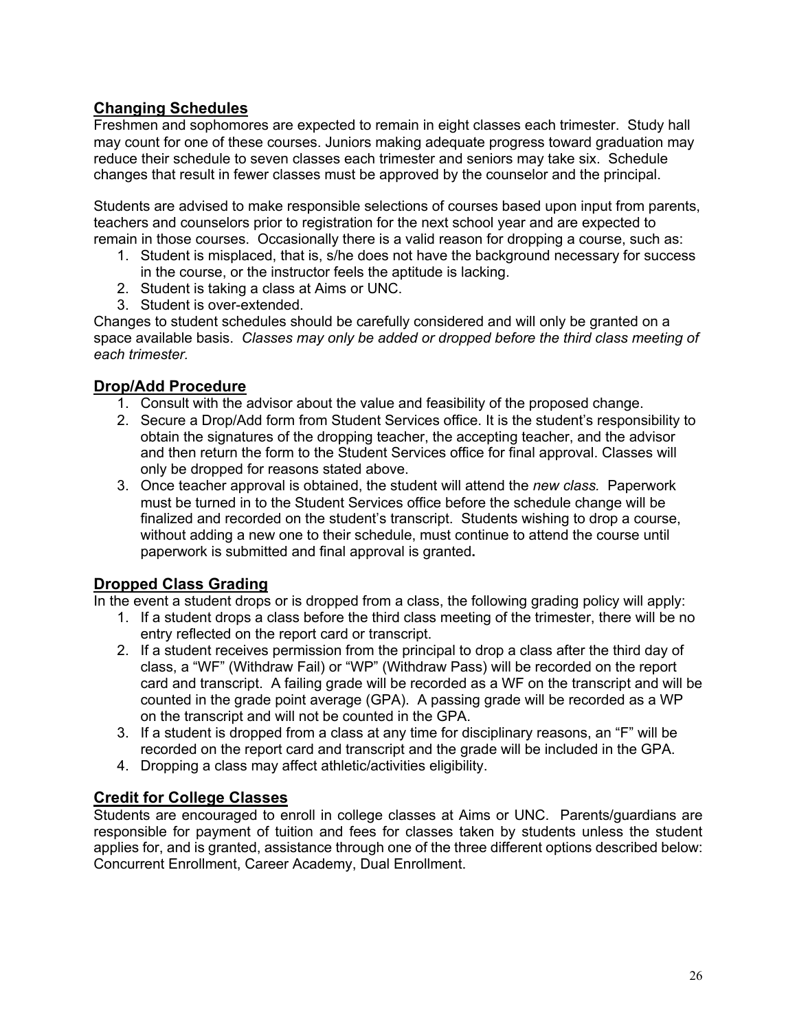## Changing Schedules

Freshmen and sophomores are expected to remain in eight classes each trimester. Study hall may count for one of these courses. Juniors making adequate progress toward graduation may reduce their schedule to seven classes each trimester and seniors may take six. Schedule changes that result in fewer classes must be approved by the counselor and the principal.

Students are advised to make responsible selections of courses based upon input from parents, teachers and counselors prior to registration for the next school year and are expected to remain in those courses. Occasionally there is a valid reason for dropping a course, such as:

1. Student is misplaced, that is, s/he does not have the background necessary for success in the course, or the instructor feels the aptitude is lacking.
2. Student is taking a class at Aims or UNC.
3. Student is over-extended.

Changes to student schedules should be carefully considered and will only be granted on a space available basis. *Classes may only be added or dropped before the third class meeting of each trimester.*

## Drop/Add Procedure

1. Consult with the advisor about the value and feasibility of the proposed change.
2. Secure a Drop/Add form from Student Services office. It is the student's responsibility to obtain the signatures of the dropping teacher, the accepting teacher, and the advisor and then return the form to the Student Services office for final approval. Classes will only be dropped for reasons stated above.
3. Once teacher approval is obtained, the student will attend the *new class.* Paperwork must be turned in to the Student Services office before the schedule change will be finalized and recorded on the student's transcript. Students wishing to drop a course, without adding a new one to their schedule, must continue to attend the course until paperwork is submitted and final approval is granted**.**

## Dropped Class Grading

In the event a student drops or is dropped from a class, the following grading policy will apply:

1. If a student drops a class before the third class meeting of the trimester, there will be no entry reflected on the report card or transcript.
2. If a student receives permission from the principal to drop a class after the third day of class, a "WF" (Withdraw Fail) or "WP" (Withdraw Pass) will be recorded on the report card and transcript. A failing grade will be recorded as a WF on the transcript and will be counted in the grade point average (GPA). A passing grade will be recorded as a WP on the transcript and will not be counted in the GPA.
3. If a student is dropped from a class at any time for disciplinary reasons, an "F" will be recorded on the report card and transcript and the grade will be included in the GPA.
4. Dropping a class may affect athletic/activities eligibility.

## Credit for College Classes

Students are encouraged to enroll in college classes at Aims or UNC. Parents/guardians are responsible for payment of tuition and fees for classes taken by students unless the student applies for, and is granted, assistance through one of the three different options described below: Concurrent Enrollment, Career Academy, Dual Enrollment.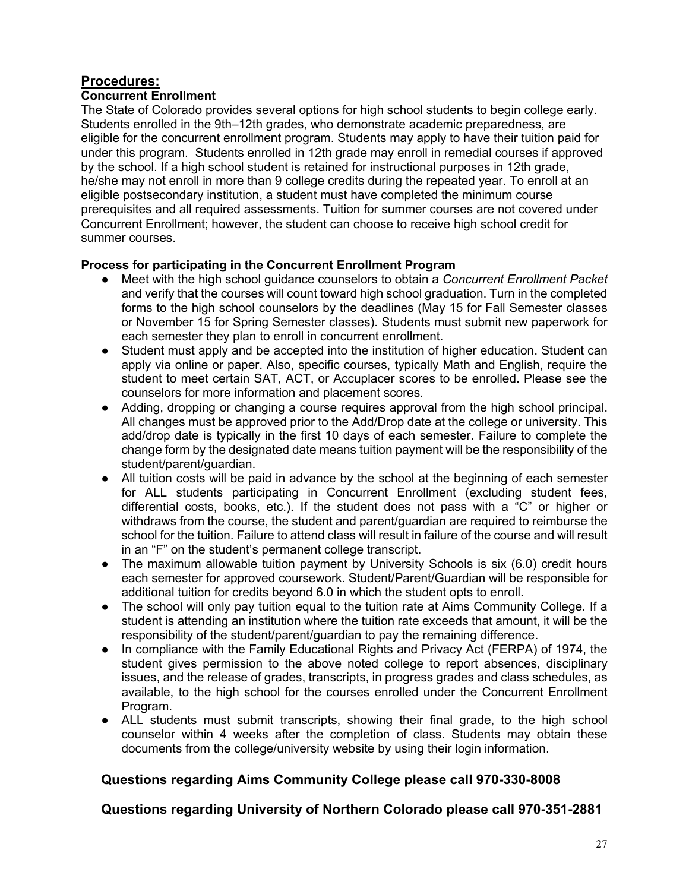## Procedures:

### Concurrent Enrollment

The State of Colorado provides several options for high school students to begin college early. Students enrolled in the 9th–12th grades, who demonstrate academic preparedness, are eligible for the concurrent enrollment program. Students may apply to have their tuition paid for under this program. Students enrolled in 12th grade may enroll in remedial courses if approved by the school. If a high school student is retained for instructional purposes in 12th grade, he/she may not enroll in more than 9 college credits during the repeated year. To enroll at an eligible postsecondary institution, a student must have completed the minimum course prerequisites and all required assessments. Tuition for summer courses are not covered under Concurrent Enrollment; however, the student can choose to receive high school credit for summer courses.

**Process for participating in the Concurrent Enrollment Program**

- Meet with the high school guidance counselors to obtain a *Concurrent Enrollment Packet* and verify that the courses will count toward high school graduation. Turn in the completed forms to the high school counselors by the deadlines (May 15 for Fall Semester classes or November 15 for Spring Semester classes). Students must submit new paperwork for each semester they plan to enroll in concurrent enrollment.
- Student must apply and be accepted into the institution of higher education. Student can apply via online or paper. Also, specific courses, typically Math and English, require the student to meet certain SAT, ACT, or Accuplacer scores to be enrolled. Please see the counselors for more information and placement scores.
- Adding, dropping or changing a course requires approval from the high school principal. All changes must be approved prior to the Add/Drop date at the college or university. This add/drop date is typically in the first 10 days of each semester. Failure to complete the change form by the designated date means tuition payment will be the responsibility of the student/parent/guardian.
- All tuition costs will be paid in advance by the school at the beginning of each semester for ALL students participating in Concurrent Enrollment (excluding student fees, differential costs, books, etc.). If the student does not pass with a "C" or higher or withdraws from the course, the student and parent/guardian are required to reimburse the school for the tuition. Failure to attend class will result in failure of the course and will result in an "F" on the student's permanent college transcript.
- The maximum allowable tuition payment by University Schools is six (6.0) credit hours each semester for approved coursework. Student/Parent/Guardian will be responsible for additional tuition for credits beyond 6.0 in which the student opts to enroll.
- The school will only pay tuition equal to the tuition rate at Aims Community College. If a student is attending an institution where the tuition rate exceeds that amount, it will be the responsibility of the student/parent/guardian to pay the remaining difference.
- In compliance with the Family Educational Rights and Privacy Act (FERPA) of 1974, the student gives permission to the above noted college to report absences, disciplinary issues, and the release of grades, transcripts, in progress grades and class schedules, as available, to the high school for the courses enrolled under the Concurrent Enrollment Program.
- ALL students must submit transcripts, showing their final grade, to the high school counselor within 4 weeks after the completion of class. Students may obtain these documents from the college/university website by using their login information.

**Questions regarding Aims Community College please call 970-330-8008**

**Questions regarding University of Northern Colorado please call 970-351-2881**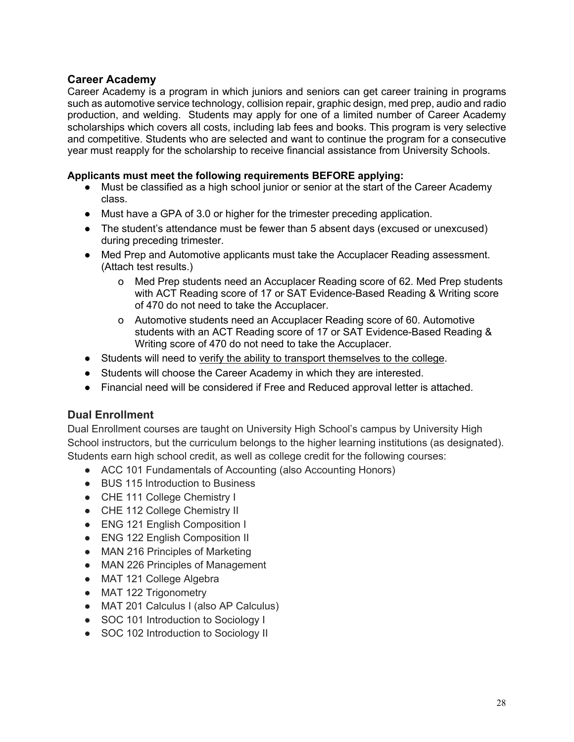## Career Academy

Career Academy is a program in which juniors and seniors can get career training in programs such as automotive service technology, collision repair, graphic design, med prep, audio and radio production, and welding. Students may apply for one of a limited number of Career Academy scholarships which covers all costs, including lab fees and books. This program is very selective and competitive. Students who are selected and want to continue the program for a consecutive year must reapply for the scholarship to receive financial assistance from University Schools.

**Applicants must meet the following requirements BEFORE applying:**

- Must be classified as a high school junior or senior at the start of the Career Academy class.
- Must have a GPA of 3.0 or higher for the trimester preceding application.
- The student's attendance must be fewer than 5 absent days (excused or unexcused) during preceding trimester.
- Med Prep and Automotive applicants must take the Accuplacer Reading assessment. (Attach test results.)
  - Med Prep students need an Accuplacer Reading score of 62. Med Prep students with ACT Reading score of 17 or SAT Evidence-Based Reading & Writing score of 470 do not need to take the Accuplacer.
  - Automotive students need an Accuplacer Reading score of 60. Automotive students with an ACT Reading score of 17 or SAT Evidence-Based Reading & Writing score of 470 do not need to take the Accuplacer.
- Students will need to verify the ability to transport themselves to the college.
- Students will choose the Career Academy in which they are interested.
- Financial need will be considered if Free and Reduced approval letter is attached.

## Dual Enrollment

Dual Enrollment courses are taught on University High School's campus by University High School instructors, but the curriculum belongs to the higher learning institutions (as designated). Students earn high school credit, as well as college credit for the following courses:

- ACC 101 Fundamentals of Accounting (also Accounting Honors)
- BUS 115 Introduction to Business
- CHE 111 College Chemistry I
- CHE 112 College Chemistry II
- ENG 121 English Composition I
- ENG 122 English Composition II
- MAN 216 Principles of Marketing
- MAN 226 Principles of Management
- MAT 121 College Algebra
- MAT 122 Trigonometry
- MAT 201 Calculus I (also AP Calculus)
- SOC 101 Introduction to Sociology I
- SOC 102 Introduction to Sociology II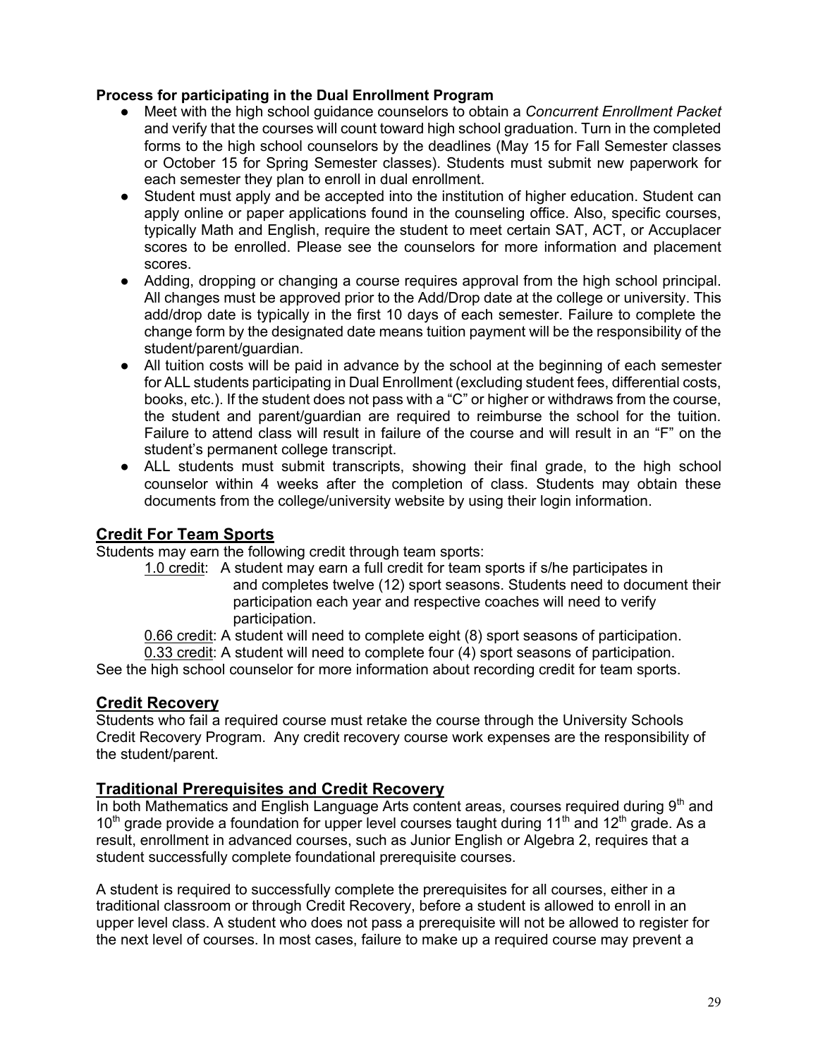**Process for participating in the Dual Enrollment Program**

- Meet with the high school guidance counselors to obtain a *Concurrent Enrollment Packet* and verify that the courses will count toward high school graduation. Turn in the completed forms to the high school counselors by the deadlines (May 15 for Fall Semester classes or October 15 for Spring Semester classes). Students must submit new paperwork for each semester they plan to enroll in dual enrollment.
- Student must apply and be accepted into the institution of higher education. Student can apply online or paper applications found in the counseling office. Also, specific courses, typically Math and English, require the student to meet certain SAT, ACT, or Accuplacer scores to be enrolled. Please see the counselors for more information and placement scores.
- Adding, dropping or changing a course requires approval from the high school principal. All changes must be approved prior to the Add/Drop date at the college or university. This add/drop date is typically in the first 10 days of each semester. Failure to complete the change form by the designated date means tuition payment will be the responsibility of the student/parent/guardian.
- All tuition costs will be paid in advance by the school at the beginning of each semester for ALL students participating in Dual Enrollment (excluding student fees, differential costs, books, etc.). If the student does not pass with a "C" or higher or withdraws from the course, the student and parent/guardian are required to reimburse the school for the tuition. Failure to attend class will result in failure of the course and will result in an "F" on the student's permanent college transcript.
- ALL students must submit transcripts, showing their final grade, to the high school counselor within 4 weeks after the completion of class. Students may obtain these documents from the college/university website by using their login information.

## Credit For Team Sports

Students may earn the following credit through team sports:

1.0 credit: A student may earn a full credit for team sports if s/he participates in and completes twelve (12) sport seasons. Students need to document their participation each year and respective coaches will need to verify participation.

0.66 credit: A student will need to complete eight (8) sport seasons of participation.

0.33 credit: A student will need to complete four (4) sport seasons of participation.

See the high school counselor for more information about recording credit for team sports.

## Credit Recovery

Students who fail a required course must retake the course through the University Schools Credit Recovery Program. Any credit recovery course work expenses are the responsibility of the student/parent.

## Traditional Prerequisites and Credit Recovery

In both Mathematics and English Language Arts content areas, courses required during 9th and 10th grade provide a foundation for upper level courses taught during 11th and 12th grade. As a result, enrollment in advanced courses, such as Junior English or Algebra 2, requires that a student successfully complete foundational prerequisite courses.

A student is required to successfully complete the prerequisites for all courses, either in a traditional classroom or through Credit Recovery, before a student is allowed to enroll in an upper level class. A student who does not pass a prerequisite will not be allowed to register for the next level of courses. In most cases, failure to make up a required course may prevent a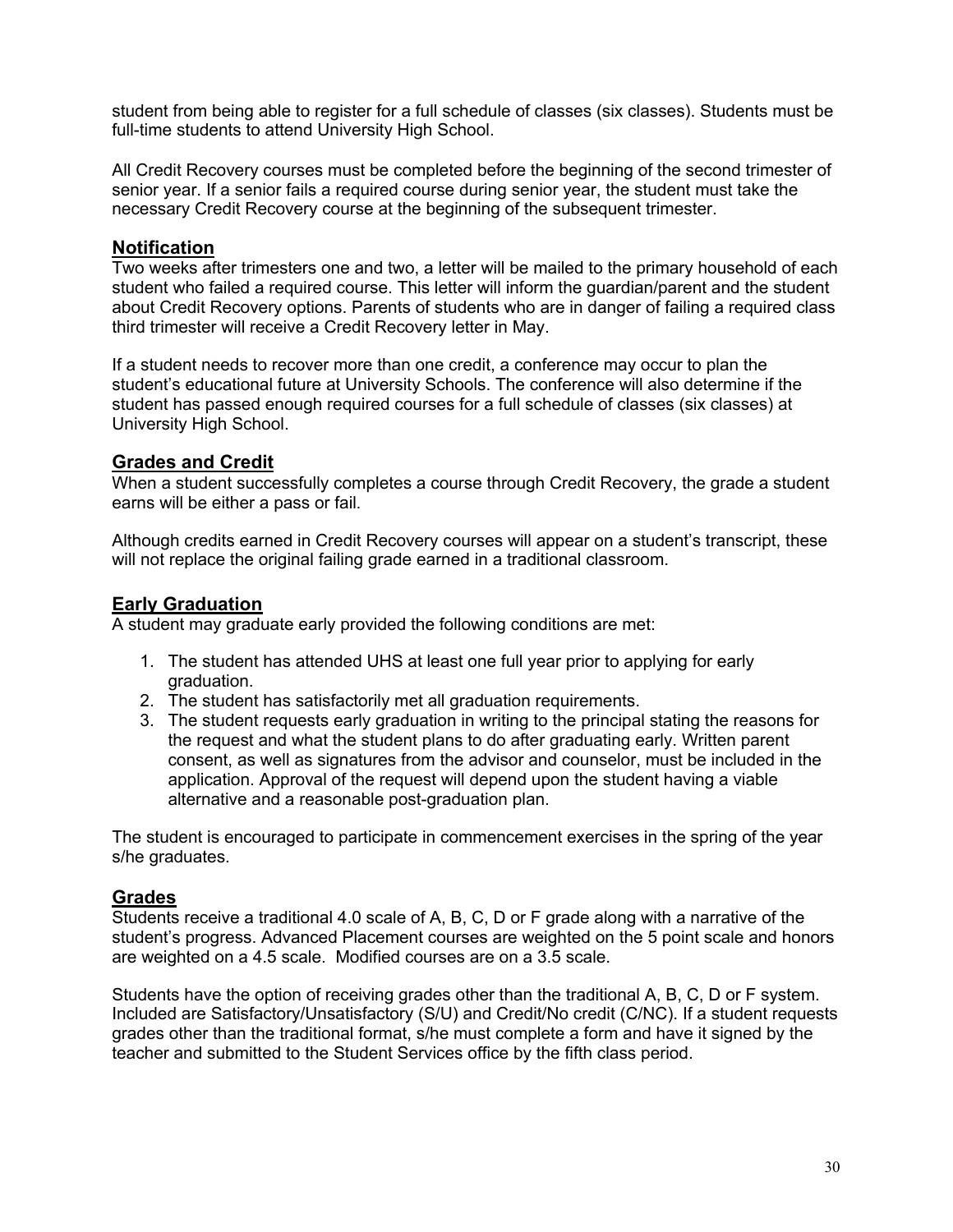student from being able to register for a full schedule of classes (six classes). Students must be full-time students to attend University High School.

All Credit Recovery courses must be completed before the beginning of the second trimester of senior year. If a senior fails a required course during senior year, the student must take the necessary Credit Recovery course at the beginning of the subsequent trimester.

## Notification

Two weeks after trimesters one and two, a letter will be mailed to the primary household of each student who failed a required course. This letter will inform the guardian/parent and the student about Credit Recovery options. Parents of students who are in danger of failing a required class third trimester will receive a Credit Recovery letter in May.

If a student needs to recover more than one credit, a conference may occur to plan the student's educational future at University Schools. The conference will also determine if the student has passed enough required courses for a full schedule of classes (six classes) at University High School.

## Grades and Credit

When a student successfully completes a course through Credit Recovery, the grade a student earns will be either a pass or fail.

Although credits earned in Credit Recovery courses will appear on a student's transcript, these will not replace the original failing grade earned in a traditional classroom.

## Early Graduation

A student may graduate early provided the following conditions are met:

1. The student has attended UHS at least one full year prior to applying for early graduation.
2. The student has satisfactorily met all graduation requirements.
3. The student requests early graduation in writing to the principal stating the reasons for the request and what the student plans to do after graduating early. Written parent consent, as well as signatures from the advisor and counselor, must be included in the application. Approval of the request will depend upon the student having a viable alternative and a reasonable post-graduation plan.

The student is encouraged to participate in commencement exercises in the spring of the year s/he graduates.

## Grades

Students receive a traditional 4.0 scale of A, B, C, D or F grade along with a narrative of the student's progress. Advanced Placement courses are weighted on the 5 point scale and honors are weighted on a 4.5 scale. Modified courses are on a 3.5 scale.

Students have the option of receiving grades other than the traditional A, B, C, D or F system. Included are Satisfactory/Unsatisfactory (S/U) and Credit/No credit (C/NC). If a student requests grades other than the traditional format, s/he must complete a form and have it signed by the teacher and submitted to the Student Services office by the fifth class period.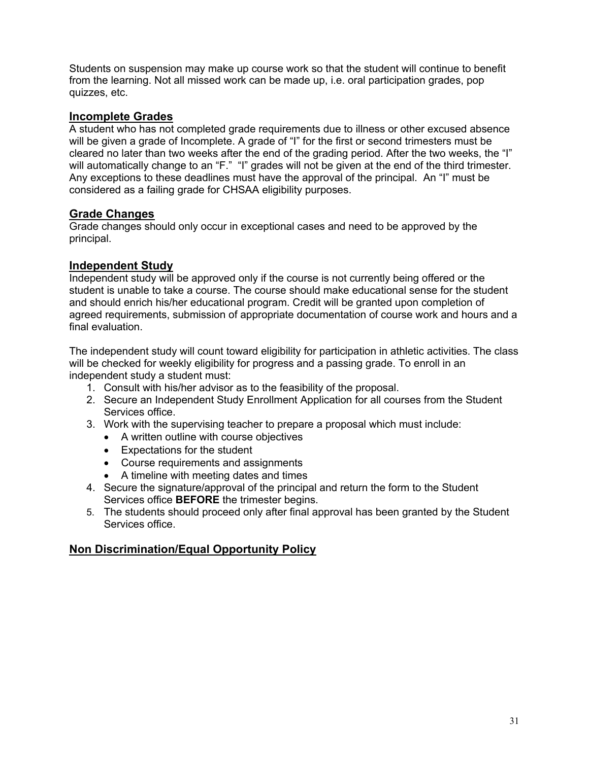Students on suspension may make up course work so that the student will continue to benefit from the learning. Not all missed work can be made up, i.e. oral participation grades, pop quizzes, etc.

## Incomplete Grades

A student who has not completed grade requirements due to illness or other excused absence will be given a grade of Incomplete. A grade of "I" for the first or second trimesters must be cleared no later than two weeks after the end of the grading period. After the two weeks, the "I" will automatically change to an "F." "I" grades will not be given at the end of the third trimester. Any exceptions to these deadlines must have the approval of the principal. An "I" must be considered as a failing grade for CHSAA eligibility purposes.

## Grade Changes

Grade changes should only occur in exceptional cases and need to be approved by the principal.

## Independent Study

Independent study will be approved only if the course is not currently being offered or the student is unable to take a course. The course should make educational sense for the student and should enrich his/her educational program. Credit will be granted upon completion of agreed requirements, submission of appropriate documentation of course work and hours and a final evaluation.

The independent study will count toward eligibility for participation in athletic activities. The class will be checked for weekly eligibility for progress and a passing grade. To enroll in an independent study a student must:

1. Consult with his/her advisor as to the feasibility of the proposal.
2. Secure an Independent Study Enrollment Application for all courses from the Student Services office.
3. Work with the supervising teacher to prepare a proposal which must include:
   - A written outline with course objectives
   - Expectations for the student
   - Course requirements and assignments
   - A timeline with meeting dates and times
4. Secure the signature/approval of the principal and return the form to the Student Services office **BEFORE** the trimester begins.
5. The students should proceed only after final approval has been granted by the Student Services office.

## Non Discrimination/Equal Opportunity Policy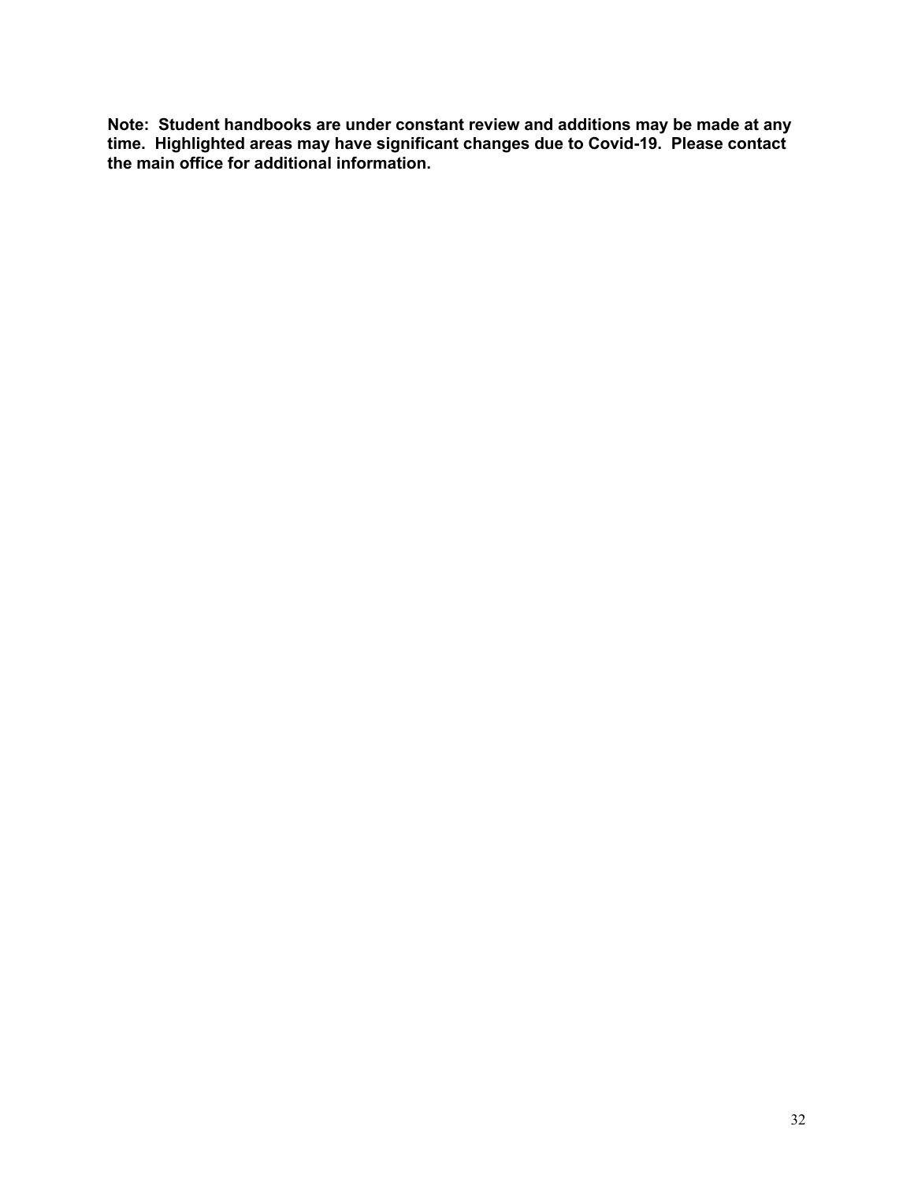**Note: Student handbooks are under constant review and additions may be made at any time. Highlighted areas may have significant changes due to Covid-19. Please contact the main office for additional information.**